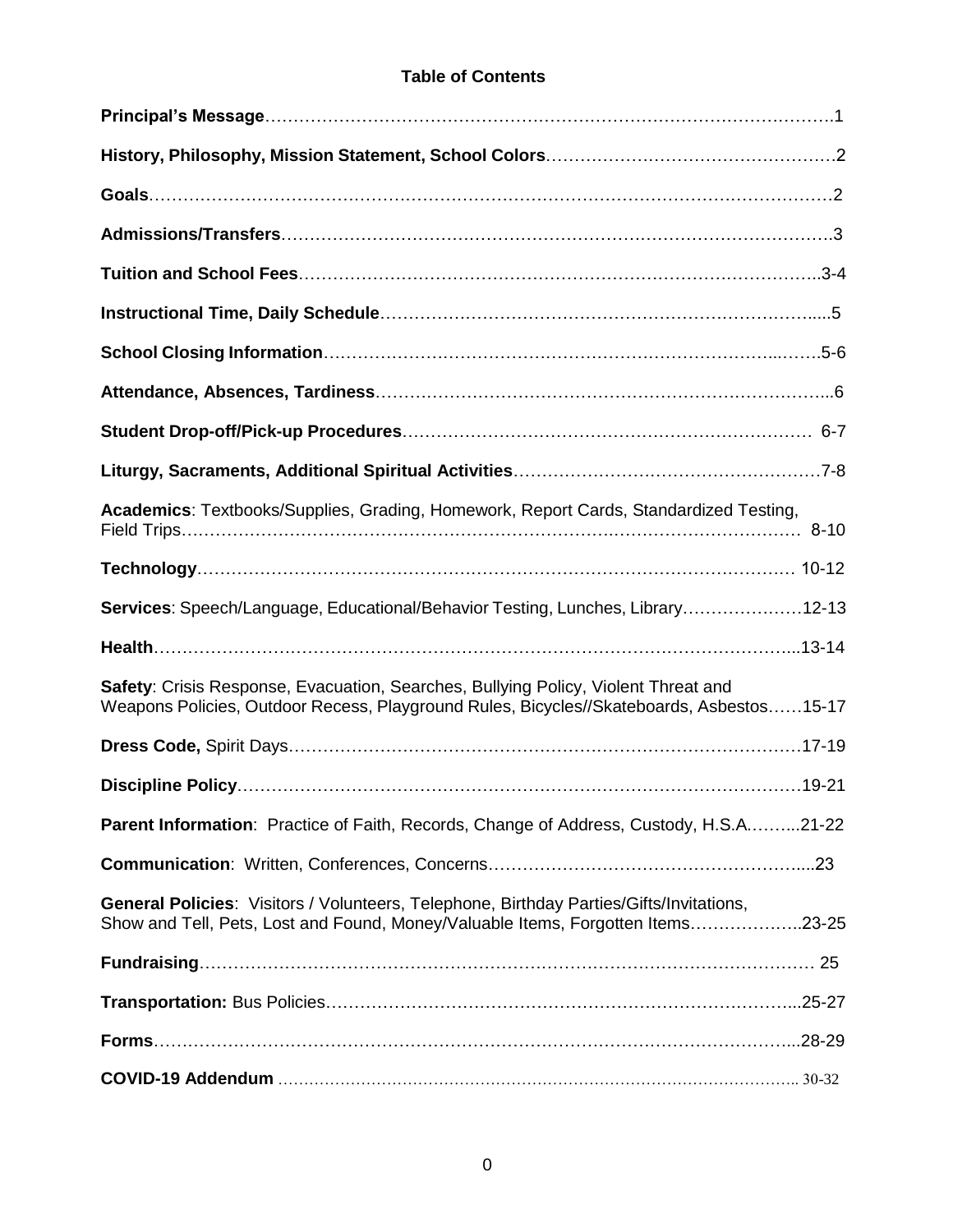## Table of Contents

**Principal's Message**……………………………………………………………………………………….1

**History, Philosophy, Mission Statement, School Colors**……………………………………………2

**Goals**…………………………………………………………………………………………………………2

**Admissions/Transfers**……………………………………………………………………………………….3

**Tuition and School Fees**……………………………………………………………………………..3-4

**Instructional Time, Daily Schedule**…………………………………………………………………......5

**School Closing Information**……………………………………………………………………...…….5-6

**Attendance, Absences, Tardiness**……………………………………………………………………...6

**Student Drop-off/Pick-up Procedures**………………………………………………………………… 6-7

**Liturgy, Sacraments, Additional Spiritual Activities**……………………………………………………7-8

**Academics**: Textbooks/Supplies, Grading, Homework, Report Cards, Standardized Testing, Field Trips……………………………………………………………………………………………… 8-10

**Technology**……………………………………………………………………………………………… 10-12

**Services**: Speech/Language, Educational/Behavior Testing, Lunches, Library…………………12-13

**Health**……………………………………………………………………………………………………...13-14

**Safety**: Crisis Response, Evacuation, Searches, Bullying Policy, Violent Threat and Weapons Policies, Outdoor Recess, Playground Rules, Bicycles//Skateboards, Asbestos……15-17

**Dress Code,** Spirit Days………………………………………………………………………………17-19

**Discipline Policy**…………………………………………………………………………………………19-21

**Parent Information**: Practice of Faith, Records, Change of Address, Custody, H.S.A.……...21-22

**Communication**: Written, Conferences, Concerns………………………………………………….....23

**General Policies**: Visitors / Volunteers, Telephone, Birthday Parties/Gifts/Invitations, Show and Tell, Pets, Lost and Found, Money/Valuable Items, Forgotten Items………………..23-25

**Fundraising**……………………………………………………………………………………………… 25

**Transportation:** Bus Policies……………………………………………………………………...25-27

**Forms**……………………………………………………………………………………………………...28-29

**COVID-19 Addendum** ………………………………………………………………………………….. 30-32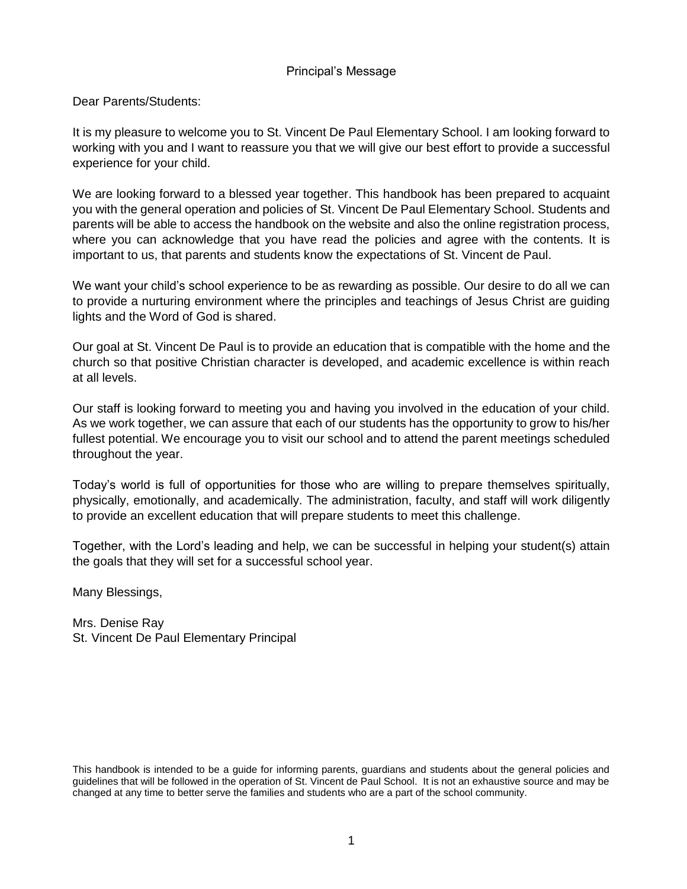## Principal's Message

Dear Parents/Students:

It is my pleasure to welcome you to St. Vincent De Paul Elementary School. I am looking forward to working with you and I want to reassure you that we will give our best effort to provide a successful experience for your child.

We are looking forward to a blessed year together. This handbook has been prepared to acquaint you with the general operation and policies of St. Vincent De Paul Elementary School. Students and parents will be able to access the handbook on the website and also the online registration process, where you can acknowledge that you have read the policies and agree with the contents. It is important to us, that parents and students know the expectations of St. Vincent de Paul.

We want your child's school experience to be as rewarding as possible. Our desire to do all we can to provide a nurturing environment where the principles and teachings of Jesus Christ are guiding lights and the Word of God is shared.

Our goal at St. Vincent De Paul is to provide an education that is compatible with the home and the church so that positive Christian character is developed, and academic excellence is within reach at all levels.

Our staff is looking forward to meeting you and having you involved in the education of your child. As we work together, we can assure that each of our students has the opportunity to grow to his/her fullest potential. We encourage you to visit our school and to attend the parent meetings scheduled throughout the year.

Today's world is full of opportunities for those who are willing to prepare themselves spiritually, physically, emotionally, and academically. The administration, faculty, and staff will work diligently to provide an excellent education that will prepare students to meet this challenge.

Together, with the Lord's leading and help, we can be successful in helping your student(s) attain the goals that they will set for a successful school year.

Many Blessings,

Mrs. Denise Ray
St. Vincent De Paul Elementary Principal

This handbook is intended to be a guide for informing parents, guardians and students about the general policies and guidelines that will be followed in the operation of St. Vincent de Paul School. It is not an exhaustive source and may be changed at any time to better serve the families and students who are a part of the school community.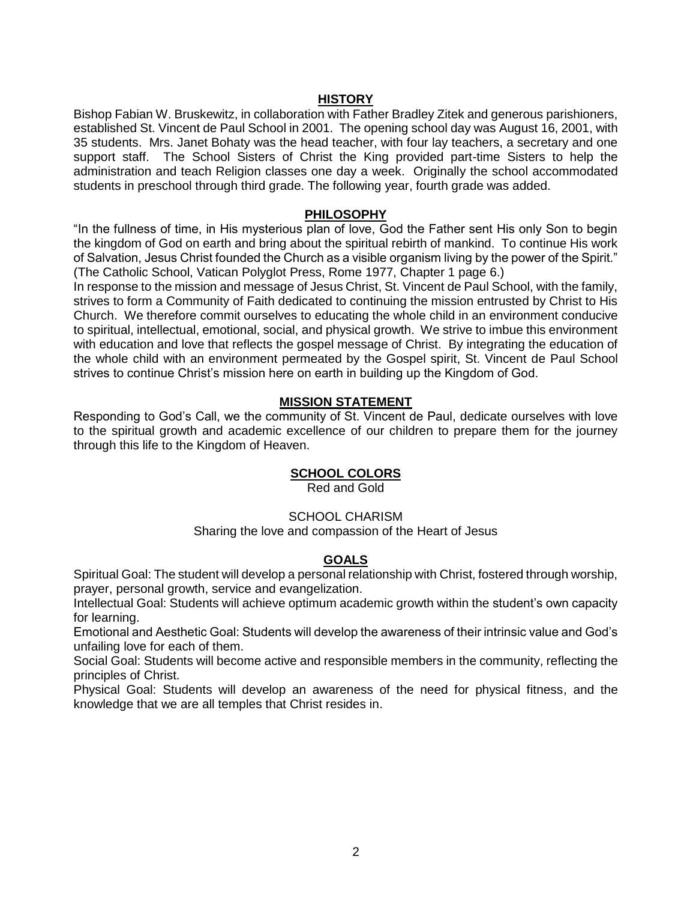## HISTORY

Bishop Fabian W. Bruskewitz, in collaboration with Father Bradley Zitek and generous parishioners, established St. Vincent de Paul School in 2001. The opening school day was August 16, 2001, with 35 students. Mrs. Janet Bohaty was the head teacher, with four lay teachers, a secretary and one support staff. The School Sisters of Christ the King provided part-time Sisters to help the administration and teach Religion classes one day a week. Originally the school accommodated students in preschool through third grade. The following year, fourth grade was added.

## PHILOSOPHY

"In the fullness of time, in His mysterious plan of love, God the Father sent His only Son to begin the kingdom of God on earth and bring about the spiritual rebirth of mankind. To continue His work of Salvation, Jesus Christ founded the Church as a visible organism living by the power of the Spirit." (The Catholic School, Vatican Polyglot Press, Rome 1977, Chapter 1 page 6.)

In response to the mission and message of Jesus Christ, St. Vincent de Paul School, with the family, strives to form a Community of Faith dedicated to continuing the mission entrusted by Christ to His Church. We therefore commit ourselves to educating the whole child in an environment conducive to spiritual, intellectual, emotional, social, and physical growth. We strive to imbue this environment with education and love that reflects the gospel message of Christ. By integrating the education of the whole child with an environment permeated by the Gospel spirit, St. Vincent de Paul School strives to continue Christ's mission here on earth in building up the Kingdom of God.

## MISSION STATEMENT

Responding to God's Call, we the community of St. Vincent de Paul, dedicate ourselves with love to the spiritual growth and academic excellence of our children to prepare them for the journey through this life to the Kingdom of Heaven.

## SCHOOL COLORS

Red and Gold

SCHOOL CHARISM

Sharing the love and compassion of the Heart of Jesus

## GOALS

Spiritual Goal: The student will develop a personal relationship with Christ, fostered through worship, prayer, personal growth, service and evangelization.

Intellectual Goal: Students will achieve optimum academic growth within the student's own capacity for learning.

Emotional and Aesthetic Goal: Students will develop the awareness of their intrinsic value and God's unfailing love for each of them.

Social Goal: Students will become active and responsible members in the community, reflecting the principles of Christ.

Physical Goal: Students will develop an awareness of the need for physical fitness, and the knowledge that we are all temples that Christ resides in.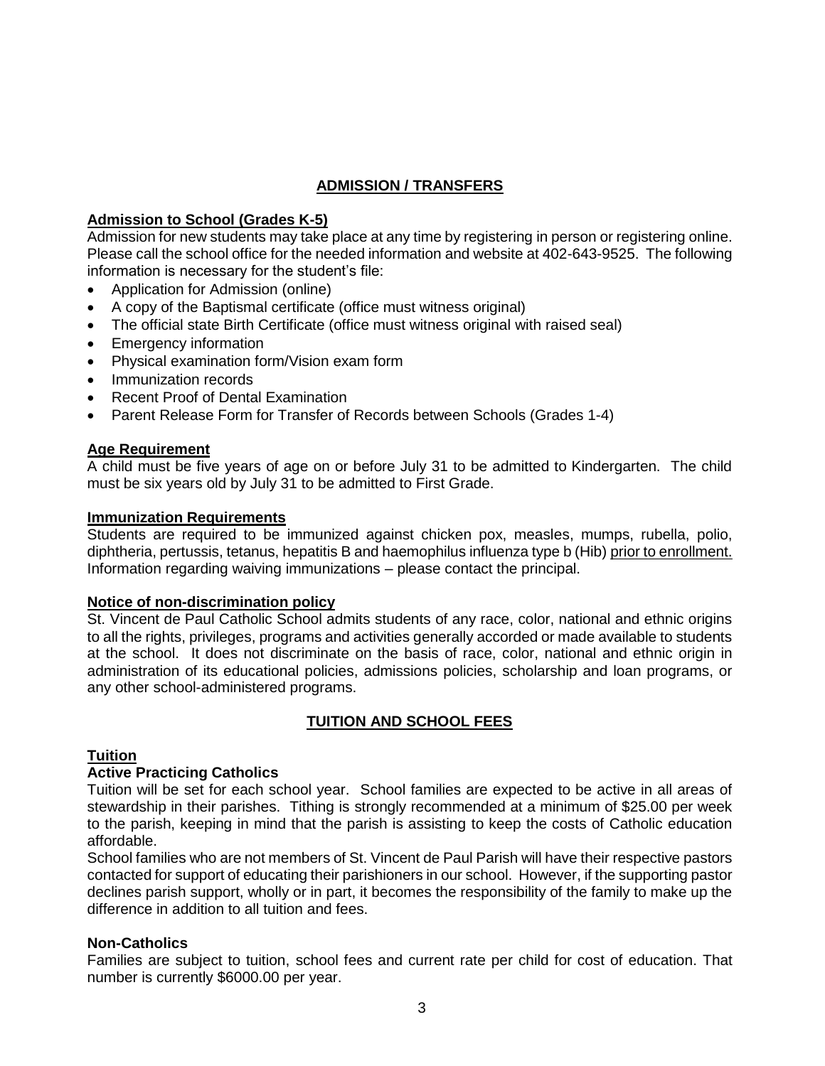## ADMISSION / TRANSFERS

### Admission to School (Grades K-5)

Admission for new students may take place at any time by registering in person or registering online. Please call the school office for the needed information and website at 402-643-9525. The following information is necessary for the student's file:

- Application for Admission (online)
- A copy of the Baptismal certificate (office must witness original)
- The official state Birth Certificate (office must witness original with raised seal)
- Emergency information
- Physical examination form/Vision exam form
- Immunization records
- Recent Proof of Dental Examination
- Parent Release Form for Transfer of Records between Schools (Grades 1-4)

### Age Requirement

A child must be five years of age on or before July 31 to be admitted to Kindergarten. The child must be six years old by July 31 to be admitted to First Grade.

### Immunization Requirements

Students are required to be immunized against chicken pox, measles, mumps, rubella, polio, diphtheria, pertussis, tetanus, hepatitis B and haemophilus influenza type b (Hib) prior to enrollment. Information regarding waiving immunizations – please contact the principal.

### Notice of non-discrimination policy

St. Vincent de Paul Catholic School admits students of any race, color, national and ethnic origins to all the rights, privileges, programs and activities generally accorded or made available to students at the school. It does not discriminate on the basis of race, color, national and ethnic origin in administration of its educational policies, admissions policies, scholarship and loan programs, or any other school-administered programs.

## TUITION AND SCHOOL FEES

### Tuition

#### Active Practicing Catholics

Tuition will be set for each school year. School families are expected to be active in all areas of stewardship in their parishes. Tithing is strongly recommended at a minimum of $25.00 per week to the parish, keeping in mind that the parish is assisting to keep the costs of Catholic education affordable.

School families who are not members of St. Vincent de Paul Parish will have their respective pastors contacted for support of educating their parishioners in our school. However, if the supporting pastor declines parish support, wholly or in part, it becomes the responsibility of the family to make up the difference in addition to all tuition and fees.

#### Non-Catholics

Families are subject to tuition, school fees and current rate per child for cost of education. That number is currently $6000.00 per year.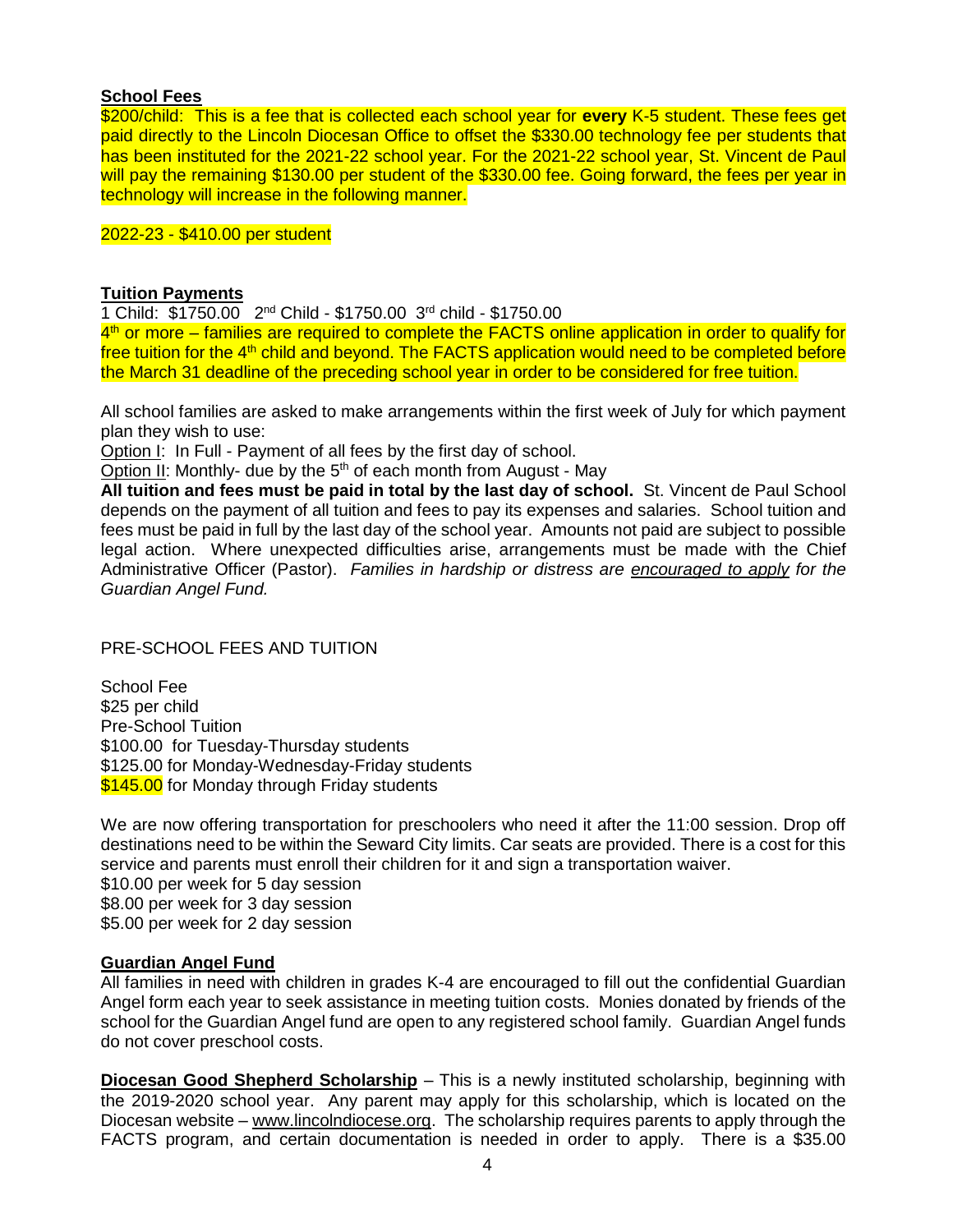**School Fees**

$200/child: This is a fee that is collected each school year for **every** K-5 student. These fees get paid directly to the Lincoln Diocesan Office to offset the $330.00 technology fee per students that has been instituted for the 2021-22 school year. For the 2021-22 school year, St. Vincent de Paul will pay the remaining $130.00 per student of the $330.00 fee. Going forward, the fees per year in technology will increase in the following manner.

2022-23 - $410.00 per student

**Tuition Payments**

1 Child: $1750.00 2nd Child - $1750.00 3rd child - $1750.00

4th or more – families are required to complete the FACTS online application in order to qualify for free tuition for the 4th child and beyond. The FACTS application would need to be completed before the March 31 deadline of the preceding school year in order to be considered for free tuition.

All school families are asked to make arrangements within the first week of July for which payment plan they wish to use:

Option I: In Full - Payment of all fees by the first day of school.

Option II: Monthly- due by the 5th of each month from August - May

**All tuition and fees must be paid in total by the last day of school.** St. Vincent de Paul School depends on the payment of all tuition and fees to pay its expenses and salaries. School tuition and fees must be paid in full by the last day of the school year. Amounts not paid are subject to possible legal action. Where unexpected difficulties arise, arrangements must be made with the Chief Administrative Officer (Pastor). *Families in hardship or distress are encouraged to apply for the Guardian Angel Fund.*

PRE-SCHOOL FEES AND TUITION

School Fee

$25 per child

Pre-School Tuition

$100.00 for Tuesday-Thursday students

$125.00 for Monday-Wednesday-Friday students

$145.00 for Monday through Friday students

We are now offering transportation for preschoolers who need it after the 11:00 session. Drop off destinations need to be within the Seward City limits. Car seats are provided. There is a cost for this service and parents must enroll their children for it and sign a transportation waiver.

$10.00 per week for 5 day session

$8.00 per week for 3 day session

$5.00 per week for 2 day session

**Guardian Angel Fund**

All families in need with children in grades K-4 are encouraged to fill out the confidential Guardian Angel form each year to seek assistance in meeting tuition costs. Monies donated by friends of the school for the Guardian Angel fund are open to any registered school family. Guardian Angel funds do not cover preschool costs.

**Diocesan Good Shepherd Scholarship** – This is a newly instituted scholarship, beginning with the 2019-2020 school year. Any parent may apply for this scholarship, which is located on the Diocesan website – www.lincolndiocese.org. The scholarship requires parents to apply through the FACTS program, and certain documentation is needed in order to apply. There is a $35.00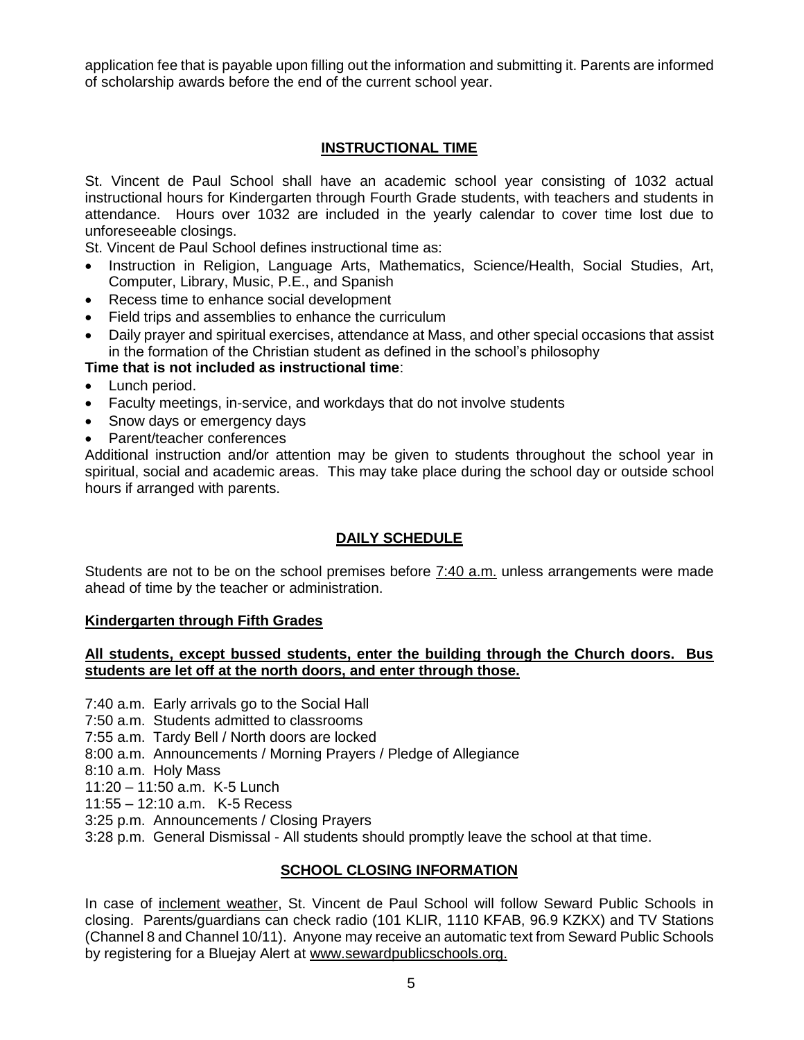application fee that is payable upon filling out the information and submitting it. Parents are informed of scholarship awards before the end of the current school year.

## INSTRUCTIONAL TIME

St. Vincent de Paul School shall have an academic school year consisting of 1032 actual instructional hours for Kindergarten through Fourth Grade students, with teachers and students in attendance. Hours over 1032 are included in the yearly calendar to cover time lost due to unforeseeable closings.

St. Vincent de Paul School defines instructional time as:

- Instruction in Religion, Language Arts, Mathematics, Science/Health, Social Studies, Art, Computer, Library, Music, P.E., and Spanish
- Recess time to enhance social development
- Field trips and assemblies to enhance the curriculum
- Daily prayer and spiritual exercises, attendance at Mass, and other special occasions that assist in the formation of the Christian student as defined in the school's philosophy

**Time that is not included as instructional time**:

- Lunch period.
- Faculty meetings, in-service, and workdays that do not involve students
- Snow days or emergency days
- Parent/teacher conferences

Additional instruction and/or attention may be given to students throughout the school year in spiritual, social and academic areas. This may take place during the school day or outside school hours if arranged with parents.

## DAILY SCHEDULE

Students are not to be on the school premises before 7:40 a.m. unless arrangements were made ahead of time by the teacher or administration.

### Kindergarten through Fifth Grades

**All students, except bussed students, enter the building through the Church doors. Bus students are let off at the north doors, and enter through those.**

7:40 a.m. Early arrivals go to the Social Hall
7:50 a.m. Students admitted to classrooms
7:55 a.m. Tardy Bell / North doors are locked
8:00 a.m. Announcements / Morning Prayers / Pledge of Allegiance
8:10 a.m. Holy Mass
11:20 – 11:50 a.m. K-5 Lunch
11:55 – 12:10 a.m. K-5 Recess
3:25 p.m. Announcements / Closing Prayers
3:28 p.m. General Dismissal - All students should promptly leave the school at that time.

## SCHOOL CLOSING INFORMATION

In case of inclement weather, St. Vincent de Paul School will follow Seward Public Schools in closing. Parents/guardians can check radio (101 KLIR, 1110 KFAB, 96.9 KZKX) and TV Stations (Channel 8 and Channel 10/11). Anyone may receive an automatic text from Seward Public Schools by registering for a Bluejay Alert at www.sewardpublicschools.org.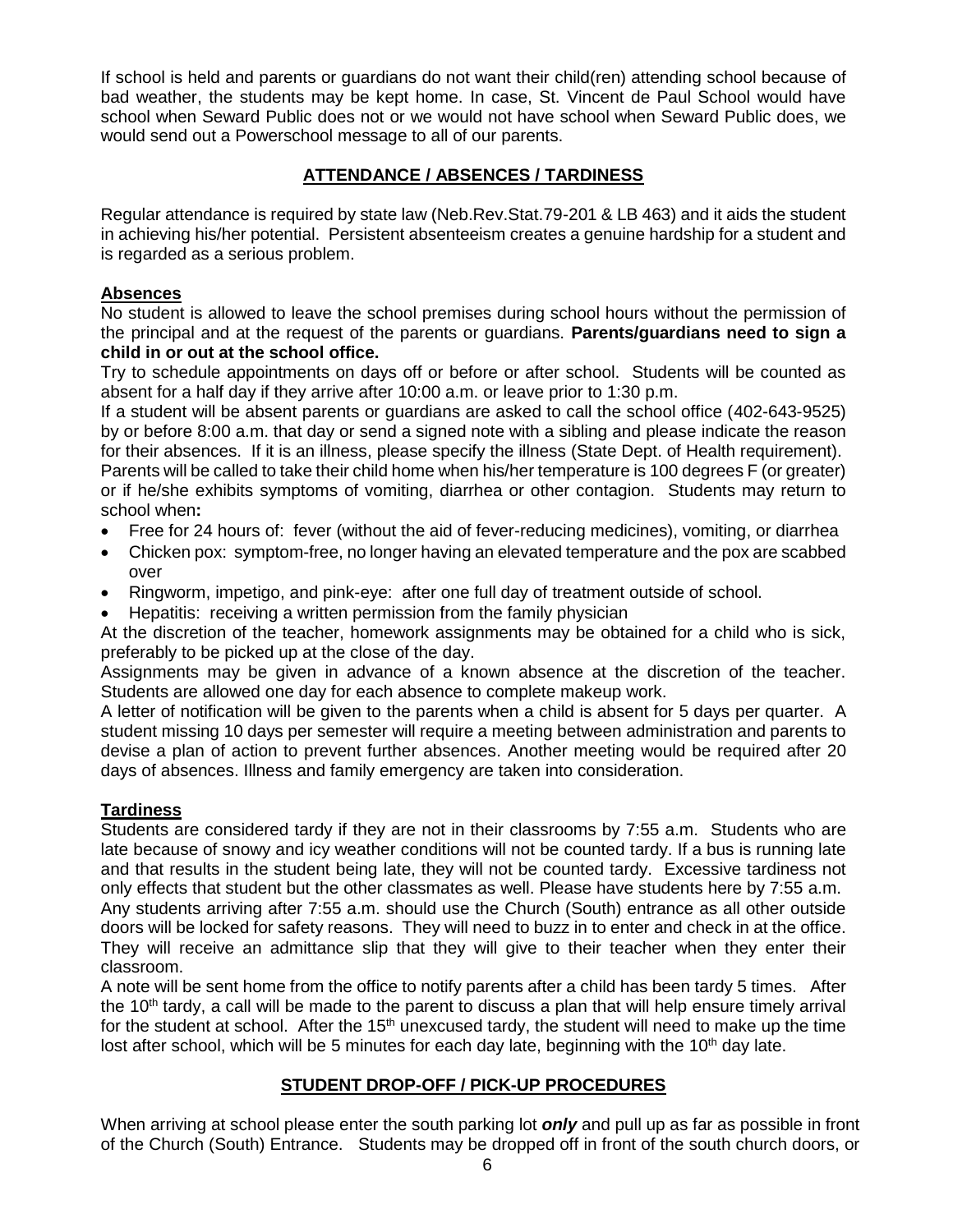If school is held and parents or guardians do not want their child(ren) attending school because of bad weather, the students may be kept home. In case, St. Vincent de Paul School would have school when Seward Public does not or we would not have school when Seward Public does, we would send out a Powerschool message to all of our parents.

## ATTENDANCE / ABSENCES / TARDINESS

Regular attendance is required by state law (Neb.Rev.Stat.79-201 & LB 463) and it aids the student in achieving his/her potential. Persistent absenteeism creates a genuine hardship for a student and is regarded as a serious problem.

### Absences

No student is allowed to leave the school premises during school hours without the permission of the principal and at the request of the parents or guardians. **Parents/guardians need to sign a child in or out at the school office.**

Try to schedule appointments on days off or before or after school. Students will be counted as absent for a half day if they arrive after 10:00 a.m. or leave prior to 1:30 p.m.

If a student will be absent parents or guardians are asked to call the school office (402-643-9525) by or before 8:00 a.m. that day or send a signed note with a sibling and please indicate the reason for their absences. If it is an illness, please specify the illness (State Dept. of Health requirement). Parents will be called to take their child home when his/her temperature is 100 degrees F (or greater) or if he/she exhibits symptoms of vomiting, diarrhea or other contagion. Students may return to school when**:**

- Free for 24 hours of: fever (without the aid of fever-reducing medicines), vomiting, or diarrhea
- Chicken pox: symptom-free, no longer having an elevated temperature and the pox are scabbed over
- Ringworm, impetigo, and pink-eye: after one full day of treatment outside of school.
- Hepatitis: receiving a written permission from the family physician

At the discretion of the teacher, homework assignments may be obtained for a child who is sick, preferably to be picked up at the close of the day.

Assignments may be given in advance of a known absence at the discretion of the teacher. Students are allowed one day for each absence to complete makeup work.

A letter of notification will be given to the parents when a child is absent for 5 days per quarter. A student missing 10 days per semester will require a meeting between administration and parents to devise a plan of action to prevent further absences. Another meeting would be required after 20 days of absences. Illness and family emergency are taken into consideration.

### Tardiness

Students are considered tardy if they are not in their classrooms by 7:55 a.m. Students who are late because of snowy and icy weather conditions will not be counted tardy. If a bus is running late and that results in the student being late, they will not be counted tardy. Excessive tardiness not only effects that student but the other classmates as well. Please have students here by 7:55 a.m. Any students arriving after 7:55 a.m. should use the Church (South) entrance as all other outside doors will be locked for safety reasons. They will need to buzz in to enter and check in at the office. They will receive an admittance slip that they will give to their teacher when they enter their classroom.

A note will be sent home from the office to notify parents after a child has been tardy 5 times. After the 10th tardy, a call will be made to the parent to discuss a plan that will help ensure timely arrival for the student at school. After the 15th unexcused tardy, the student will need to make up the time lost after school, which will be 5 minutes for each day late, beginning with the 10th day late.

## STUDENT DROP-OFF / PICK-UP PROCEDURES

When arriving at school please enter the south parking lot ***only*** and pull up as far as possible in front of the Church (South) Entrance. Students may be dropped off in front of the south church doors, or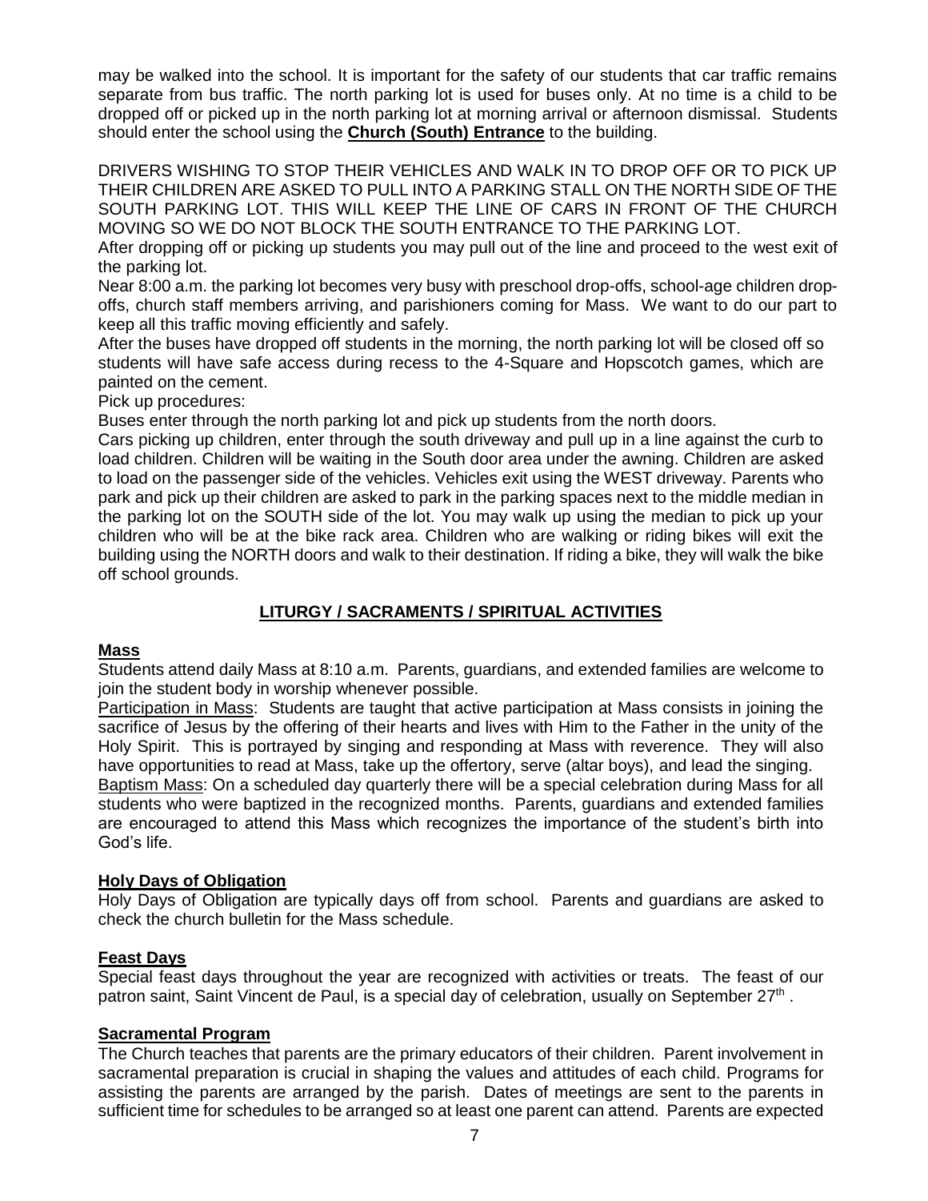may be walked into the school. It is important for the safety of our students that car traffic remains separate from bus traffic. The north parking lot is used for buses only. At no time is a child to be dropped off or picked up in the north parking lot at morning arrival or afternoon dismissal. Students should enter the school using the **Church (South) Entrance** to the building.

DRIVERS WISHING TO STOP THEIR VEHICLES AND WALK IN TO DROP OFF OR TO PICK UP THEIR CHILDREN ARE ASKED TO PULL INTO A PARKING STALL ON THE NORTH SIDE OF THE SOUTH PARKING LOT. THIS WILL KEEP THE LINE OF CARS IN FRONT OF THE CHURCH MOVING SO WE DO NOT BLOCK THE SOUTH ENTRANCE TO THE PARKING LOT.

After dropping off or picking up students you may pull out of the line and proceed to the west exit of the parking lot.

Near 8:00 a.m. the parking lot becomes very busy with preschool drop-offs, school-age children drop-offs, church staff members arriving, and parishioners coming for Mass. We want to do our part to keep all this traffic moving efficiently and safely.

After the buses have dropped off students in the morning, the north parking lot will be closed off so students will have safe access during recess to the 4-Square and Hopscotch games, which are painted on the cement.

Pick up procedures:

Buses enter through the north parking lot and pick up students from the north doors.

Cars picking up children, enter through the south driveway and pull up in a line against the curb to load children. Children will be waiting in the South door area under the awning. Children are asked to load on the passenger side of the vehicles. Vehicles exit using the WEST driveway. Parents who park and pick up their children are asked to park in the parking spaces next to the middle median in the parking lot on the SOUTH side of the lot. You may walk up using the median to pick up your children who will be at the bike rack area. Children who are walking or riding bikes will exit the building using the NORTH doors and walk to their destination. If riding a bike, they will walk the bike off school grounds.

## LITURGY / SACRAMENTS / SPIRITUAL ACTIVITIES

### Mass

Students attend daily Mass at 8:10 a.m. Parents, guardians, and extended families are welcome to join the student body in worship whenever possible.

Participation in Mass: Students are taught that active participation at Mass consists in joining the sacrifice of Jesus by the offering of their hearts and lives with Him to the Father in the unity of the Holy Spirit. This is portrayed by singing and responding at Mass with reverence. They will also have opportunities to read at Mass, take up the offertory, serve (altar boys), and lead the singing.

Baptism Mass: On a scheduled day quarterly there will be a special celebration during Mass for all students who were baptized in the recognized months. Parents, guardians and extended families are encouraged to attend this Mass which recognizes the importance of the student's birth into God's life.

### Holy Days of Obligation

Holy Days of Obligation are typically days off from school. Parents and guardians are asked to check the church bulletin for the Mass schedule.

### Feast Days

Special feast days throughout the year are recognized with activities or treats. The feast of our patron saint, Saint Vincent de Paul, is a special day of celebration, usually on September 27th.

### Sacramental Program

The Church teaches that parents are the primary educators of their children. Parent involvement in sacramental preparation is crucial in shaping the values and attitudes of each child. Programs for assisting the parents are arranged by the parish. Dates of meetings are sent to the parents in sufficient time for schedules to be arranged so at least one parent can attend. Parents are expected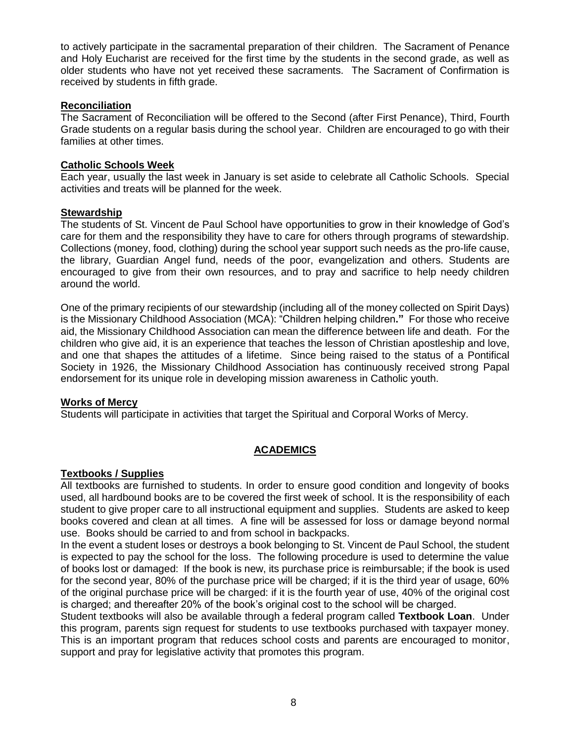to actively participate in the sacramental preparation of their children. The Sacrament of Penance and Holy Eucharist are received for the first time by the students in the second grade, as well as older students who have not yet received these sacraments. The Sacrament of Confirmation is received by students in fifth grade.

### Reconciliation

The Sacrament of Reconciliation will be offered to the Second (after First Penance), Third, Fourth Grade students on a regular basis during the school year. Children are encouraged to go with their families at other times.

### Catholic Schools Week

Each year, usually the last week in January is set aside to celebrate all Catholic Schools. Special activities and treats will be planned for the week.

### Stewardship

The students of St. Vincent de Paul School have opportunities to grow in their knowledge of God's care for them and the responsibility they have to care for others through programs of stewardship. Collections (money, food, clothing) during the school year support such needs as the pro-life cause, the library, Guardian Angel fund, needs of the poor, evangelization and others. Students are encouraged to give from their own resources, and to pray and sacrifice to help needy children around the world.

One of the primary recipients of our stewardship (including all of the money collected on Spirit Days) is the Missionary Childhood Association (MCA): "Children helping children**."** For those who receive aid, the Missionary Childhood Association can mean the difference between life and death. For the children who give aid, it is an experience that teaches the lesson of Christian apostleship and love, and one that shapes the attitudes of a lifetime. Since being raised to the status of a Pontifical Society in 1926, the Missionary Childhood Association has continuously received strong Papal endorsement for its unique role in developing mission awareness in Catholic youth.

### Works of Mercy

Students will participate in activities that target the Spiritual and Corporal Works of Mercy.

## ACADEMICS

### Textbooks / Supplies

All textbooks are furnished to students. In order to ensure good condition and longevity of books used, all hardbound books are to be covered the first week of school. It is the responsibility of each student to give proper care to all instructional equipment and supplies. Students are asked to keep books covered and clean at all times. A fine will be assessed for loss or damage beyond normal use. Books should be carried to and from school in backpacks.

In the event a student loses or destroys a book belonging to St. Vincent de Paul School, the student is expected to pay the school for the loss. The following procedure is used to determine the value of books lost or damaged: If the book is new, its purchase price is reimbursable; if the book is used for the second year, 80% of the purchase price will be charged; if it is the third year of usage, 60% of the original purchase price will be charged: if it is the fourth year of use, 40% of the original cost is charged; and thereafter 20% of the book's original cost to the school will be charged.

Student textbooks will also be available through a federal program called **Textbook Loan**. Under this program, parents sign request for students to use textbooks purchased with taxpayer money. This is an important program that reduces school costs and parents are encouraged to monitor, support and pray for legislative activity that promotes this program.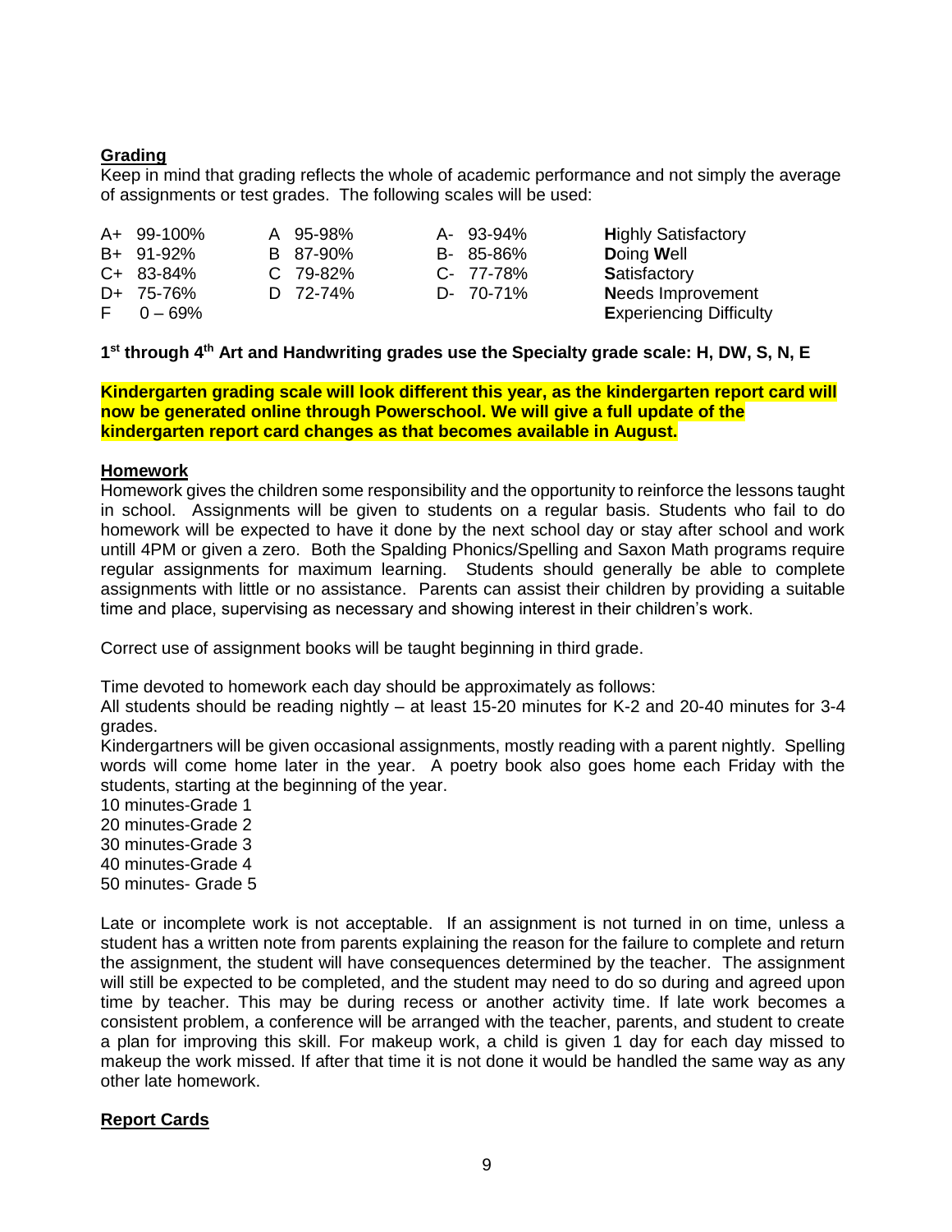## Grading

Keep in mind that grading reflects the whole of academic performance and not simply the average of assignments or test grades. The following scales will be used:

| | | | |
|---|---|---|---|
| A+ 99-100% | A 95-98% | A- 93-94% | **H**ighly Satisfactory |
| B+ 91-92% | B 87-90% | B- 85-86% | **D**oing **W**ell |
| C+ 83-84% | C 79-82% | C- 77-78% | **S**atisfactory |
| D+ 75-76% | D 72-74% | D- 70-71% | **N**eeds Improvement |
| F 0 – 69% | | | **E**xperiencing Difficulty |

**1st through 4th Art and Handwriting grades use the Specialty grade scale: H, DW, S, N, E**

**Kindergarten grading scale will look different this year, as the kindergarten report card will now be generated online through Powerschool. We will give a full update of the kindergarten report card changes as that becomes available in August.**

## Homework

Homework gives the children some responsibility and the opportunity to reinforce the lessons taught in school. Assignments will be given to students on a regular basis. Students who fail to do homework will be expected to have it done by the next school day or stay after school and work untill 4PM or given a zero. Both the Spalding Phonics/Spelling and Saxon Math programs require regular assignments for maximum learning. Students should generally be able to complete assignments with little or no assistance. Parents can assist their children by providing a suitable time and place, supervising as necessary and showing interest in their children's work.

Correct use of assignment books will be taught beginning in third grade.

Time devoted to homework each day should be approximately as follows:
All students should be reading nightly – at least 15-20 minutes for K-2 and 20-40 minutes for 3-4 grades.
Kindergartners will be given occasional assignments, mostly reading with a parent nightly. Spelling words will come home later in the year. A poetry book also goes home each Friday with the students, starting at the beginning of the year.
10 minutes-Grade 1
20 minutes-Grade 2
30 minutes-Grade 3
40 minutes-Grade 4
50 minutes- Grade 5

Late or incomplete work is not acceptable. If an assignment is not turned in on time, unless a student has a written note from parents explaining the reason for the failure to complete and return the assignment, the student will have consequences determined by the teacher. The assignment will still be expected to be completed, and the student may need to do so during and agreed upon time by teacher. This may be during recess or another activity time. If late work becomes a consistent problem, a conference will be arranged with the teacher, parents, and student to create a plan for improving this skill. For makeup work, a child is given 1 day for each day missed to makeup the work missed. If after that time it is not done it would be handled the same way as any other late homework.

## Report Cards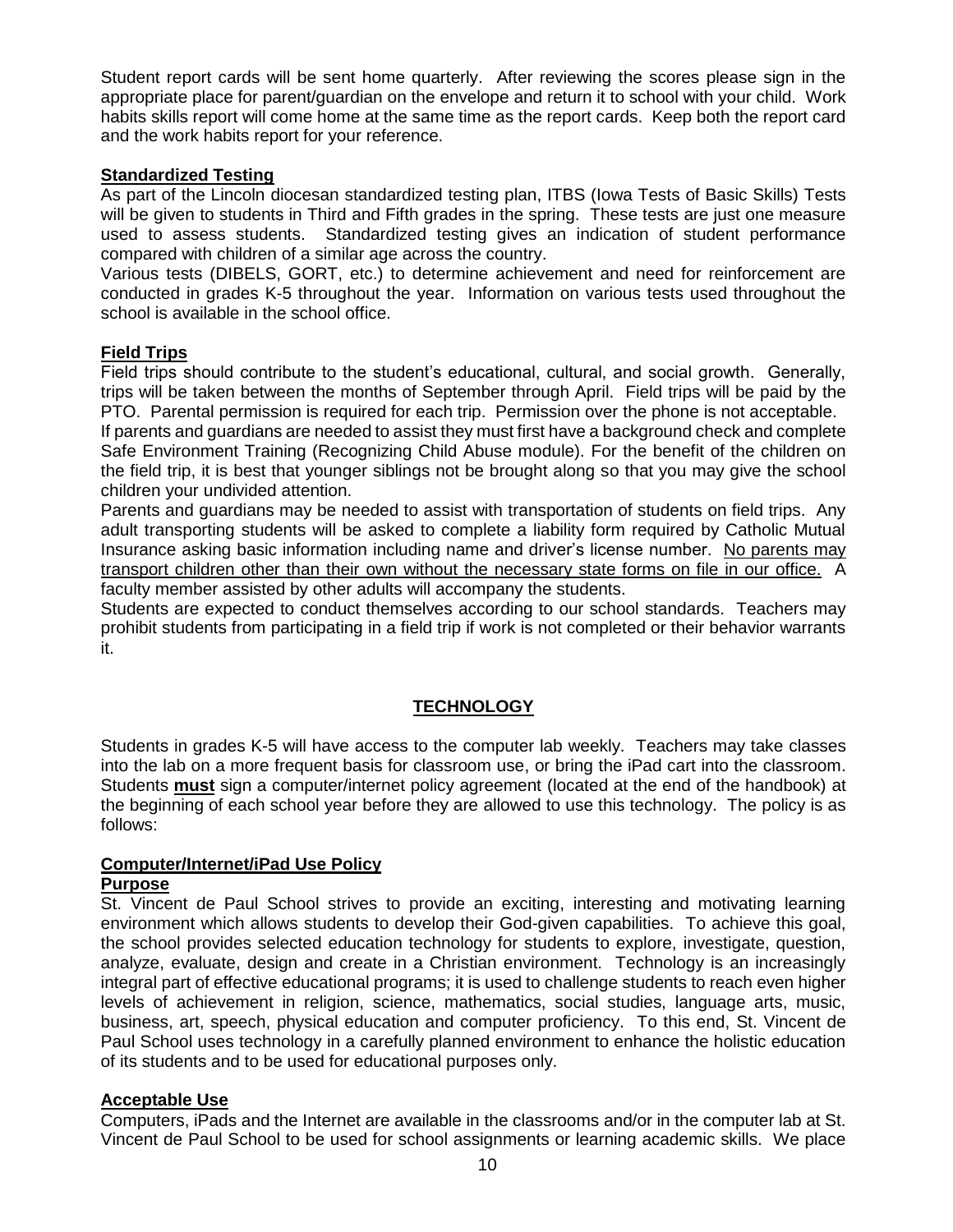Student report cards will be sent home quarterly. After reviewing the scores please sign in the appropriate place for parent/guardian on the envelope and return it to school with your child. Work habits skills report will come home at the same time as the report cards. Keep both the report card and the work habits report for your reference.

### Standardized Testing

As part of the Lincoln diocesan standardized testing plan, ITBS (Iowa Tests of Basic Skills) Tests will be given to students in Third and Fifth grades in the spring. These tests are just one measure used to assess students. Standardized testing gives an indication of student performance compared with children of a similar age across the country.

Various tests (DIBELS, GORT, etc.) to determine achievement and need for reinforcement are conducted in grades K-5 throughout the year. Information on various tests used throughout the school is available in the school office.

### Field Trips

Field trips should contribute to the student's educational, cultural, and social growth. Generally, trips will be taken between the months of September through April. Field trips will be paid by the PTO. Parental permission is required for each trip. Permission over the phone is not acceptable.

If parents and guardians are needed to assist they must first have a background check and complete Safe Environment Training (Recognizing Child Abuse module). For the benefit of the children on the field trip, it is best that younger siblings not be brought along so that you may give the school children your undivided attention.

Parents and guardians may be needed to assist with transportation of students on field trips. Any adult transporting students will be asked to complete a liability form required by Catholic Mutual Insurance asking basic information including name and driver's license number. No parents may transport children other than their own without the necessary state forms on file in our office. A faculty member assisted by other adults will accompany the students.

Students are expected to conduct themselves according to our school standards. Teachers may prohibit students from participating in a field trip if work is not completed or their behavior warrants it.

## TECHNOLOGY

Students in grades K-5 will have access to the computer lab weekly. Teachers may take classes into the lab on a more frequent basis for classroom use, or bring the iPad cart into the classroom. Students **must** sign a computer/internet policy agreement (located at the end of the handbook) at the beginning of each school year before they are allowed to use this technology. The policy is as follows:

### Computer/Internet/iPad Use Policy

#### Purpose

St. Vincent de Paul School strives to provide an exciting, interesting and motivating learning environment which allows students to develop their God-given capabilities. To achieve this goal, the school provides selected education technology for students to explore, investigate, question, analyze, evaluate, design and create in a Christian environment. Technology is an increasingly integral part of effective educational programs; it is used to challenge students to reach even higher levels of achievement in religion, science, mathematics, social studies, language arts, music, business, art, speech, physical education and computer proficiency. To this end, St. Vincent de Paul School uses technology in a carefully planned environment to enhance the holistic education of its students and to be used for educational purposes only.

#### Acceptable Use

Computers, iPads and the Internet are available in the classrooms and/or in the computer lab at St. Vincent de Paul School to be used for school assignments or learning academic skills. We place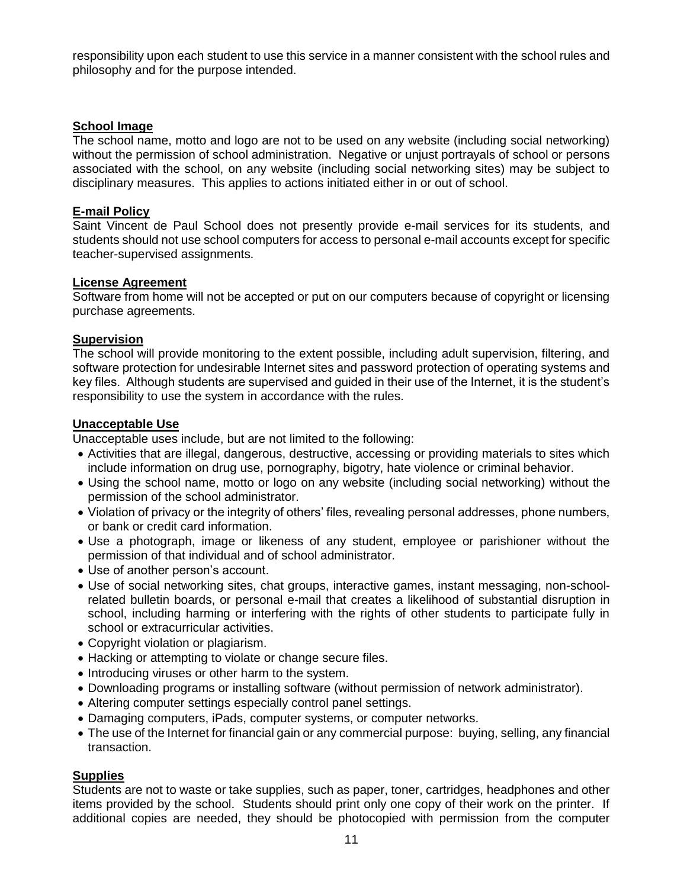responsibility upon each student to use this service in a manner consistent with the school rules and philosophy and for the purpose intended.

## School Image

The school name, motto and logo are not to be used on any website (including social networking) without the permission of school administration. Negative or unjust portrayals of school or persons associated with the school, on any website (including social networking sites) may be subject to disciplinary measures. This applies to actions initiated either in or out of school.

## E-mail Policy

Saint Vincent de Paul School does not presently provide e-mail services for its students, and students should not use school computers for access to personal e-mail accounts except for specific teacher-supervised assignments.

## License Agreement

Software from home will not be accepted or put on our computers because of copyright or licensing purchase agreements.

## Supervision

The school will provide monitoring to the extent possible, including adult supervision, filtering, and software protection for undesirable Internet sites and password protection of operating systems and key files. Although students are supervised and guided in their use of the Internet, it is the student's responsibility to use the system in accordance with the rules.

## Unacceptable Use

Unacceptable uses include, but are not limited to the following:

- Activities that are illegal, dangerous, destructive, accessing or providing materials to sites which include information on drug use, pornography, bigotry, hate violence or criminal behavior.
- Using the school name, motto or logo on any website (including social networking) without the permission of the school administrator.
- Violation of privacy or the integrity of others' files, revealing personal addresses, phone numbers, or bank or credit card information.
- Use a photograph, image or likeness of any student, employee or parishioner without the permission of that individual and of school administrator.
- Use of another person's account.
- Use of social networking sites, chat groups, interactive games, instant messaging, non-school-related bulletin boards, or personal e-mail that creates a likelihood of substantial disruption in school, including harming or interfering with the rights of other students to participate fully in school or extracurricular activities.
- Copyright violation or plagiarism.
- Hacking or attempting to violate or change secure files.
- Introducing viruses or other harm to the system.
- Downloading programs or installing software (without permission of network administrator).
- Altering computer settings especially control panel settings.
- Damaging computers, iPads, computer systems, or computer networks.
- The use of the Internet for financial gain or any commercial purpose: buying, selling, any financial transaction.

## Supplies

Students are not to waste or take supplies, such as paper, toner, cartridges, headphones and other items provided by the school. Students should print only one copy of their work on the printer. If additional copies are needed, they should be photocopied with permission from the computer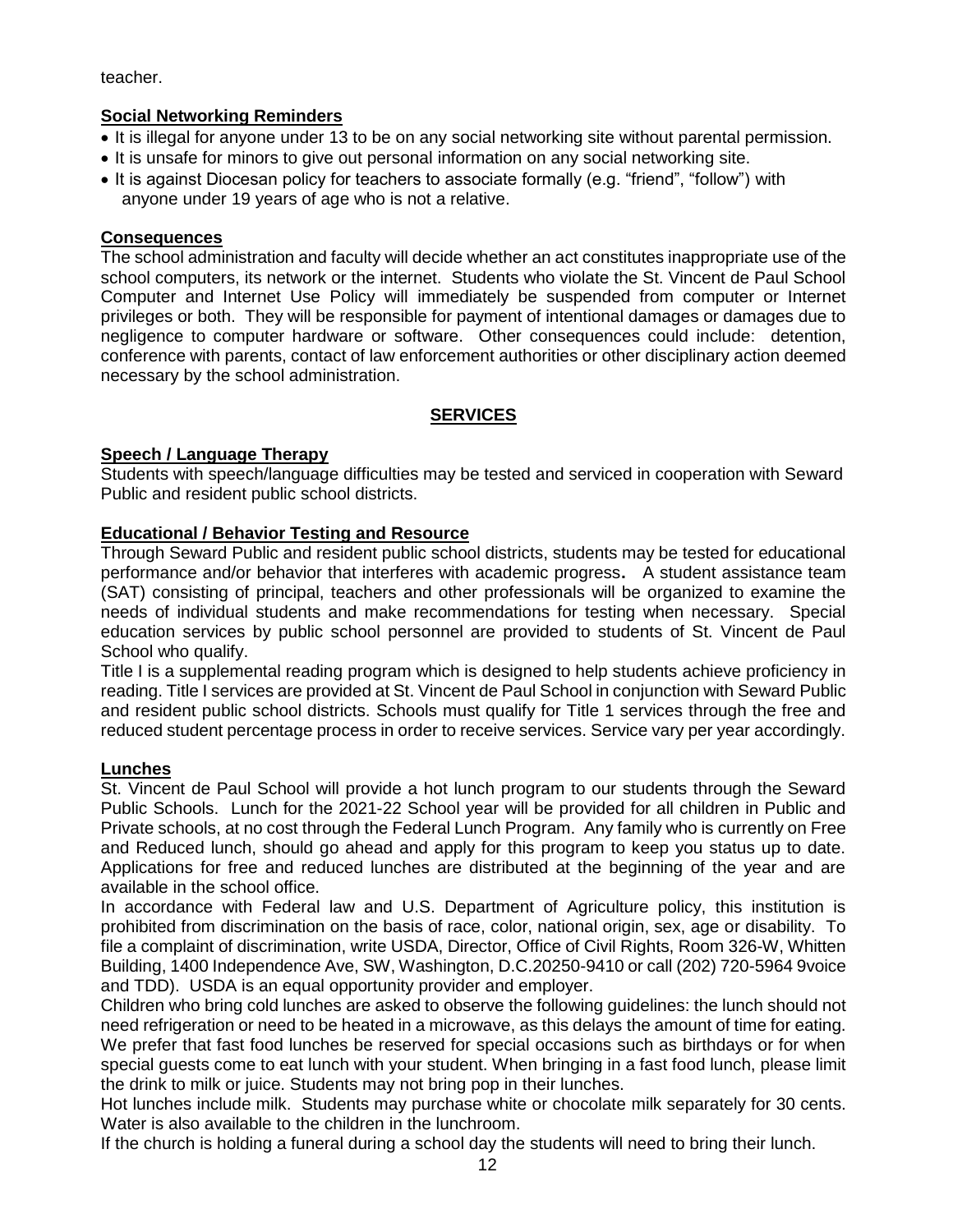teacher.

**Social Networking Reminders**

- It is illegal for anyone under 13 to be on any social networking site without parental permission.
- It is unsafe for minors to give out personal information on any social networking site.
- It is against Diocesan policy for teachers to associate formally (e.g. "friend", "follow") with anyone under 19 years of age who is not a relative.

**Consequences**

The school administration and faculty will decide whether an act constitutes inappropriate use of the school computers, its network or the internet. Students who violate the St. Vincent de Paul School Computer and Internet Use Policy will immediately be suspended from computer or Internet privileges or both. They will be responsible for payment of intentional damages or damages due to negligence to computer hardware or software. Other consequences could include: detention, conference with parents, contact of law enforcement authorities or other disciplinary action deemed necessary by the school administration.

## SERVICES

**Speech / Language Therapy**

Students with speech/language difficulties may be tested and serviced in cooperation with Seward Public and resident public school districts.

**Educational / Behavior Testing and Resource**

Through Seward Public and resident public school districts, students may be tested for educational performance and/or behavior that interferes with academic progress**.** A student assistance team (SAT) consisting of principal, teachers and other professionals will be organized to examine the needs of individual students and make recommendations for testing when necessary. Special education services by public school personnel are provided to students of St. Vincent de Paul School who qualify.

Title I is a supplemental reading program which is designed to help students achieve proficiency in reading. Title I services are provided at St. Vincent de Paul School in conjunction with Seward Public and resident public school districts. Schools must qualify for Title 1 services through the free and reduced student percentage process in order to receive services. Service vary per year accordingly.

**Lunches**

St. Vincent de Paul School will provide a hot lunch program to our students through the Seward Public Schools. Lunch for the 2021-22 School year will be provided for all children in Public and Private schools, at no cost through the Federal Lunch Program. Any family who is currently on Free and Reduced lunch, should go ahead and apply for this program to keep you status up to date. Applications for free and reduced lunches are distributed at the beginning of the year and are available in the school office.

In accordance with Federal law and U.S. Department of Agriculture policy, this institution is prohibited from discrimination on the basis of race, color, national origin, sex, age or disability. To file a complaint of discrimination, write USDA, Director, Office of Civil Rights, Room 326-W, Whitten Building, 1400 Independence Ave, SW, Washington, D.C.20250-9410 or call (202) 720-5964 9voice and TDD). USDA is an equal opportunity provider and employer.

Children who bring cold lunches are asked to observe the following guidelines: the lunch should not need refrigeration or need to be heated in a microwave, as this delays the amount of time for eating. We prefer that fast food lunches be reserved for special occasions such as birthdays or for when special guests come to eat lunch with your student. When bringing in a fast food lunch, please limit the drink to milk or juice. Students may not bring pop in their lunches.

Hot lunches include milk. Students may purchase white or chocolate milk separately for 30 cents. Water is also available to the children in the lunchroom.

If the church is holding a funeral during a school day the students will need to bring their lunch.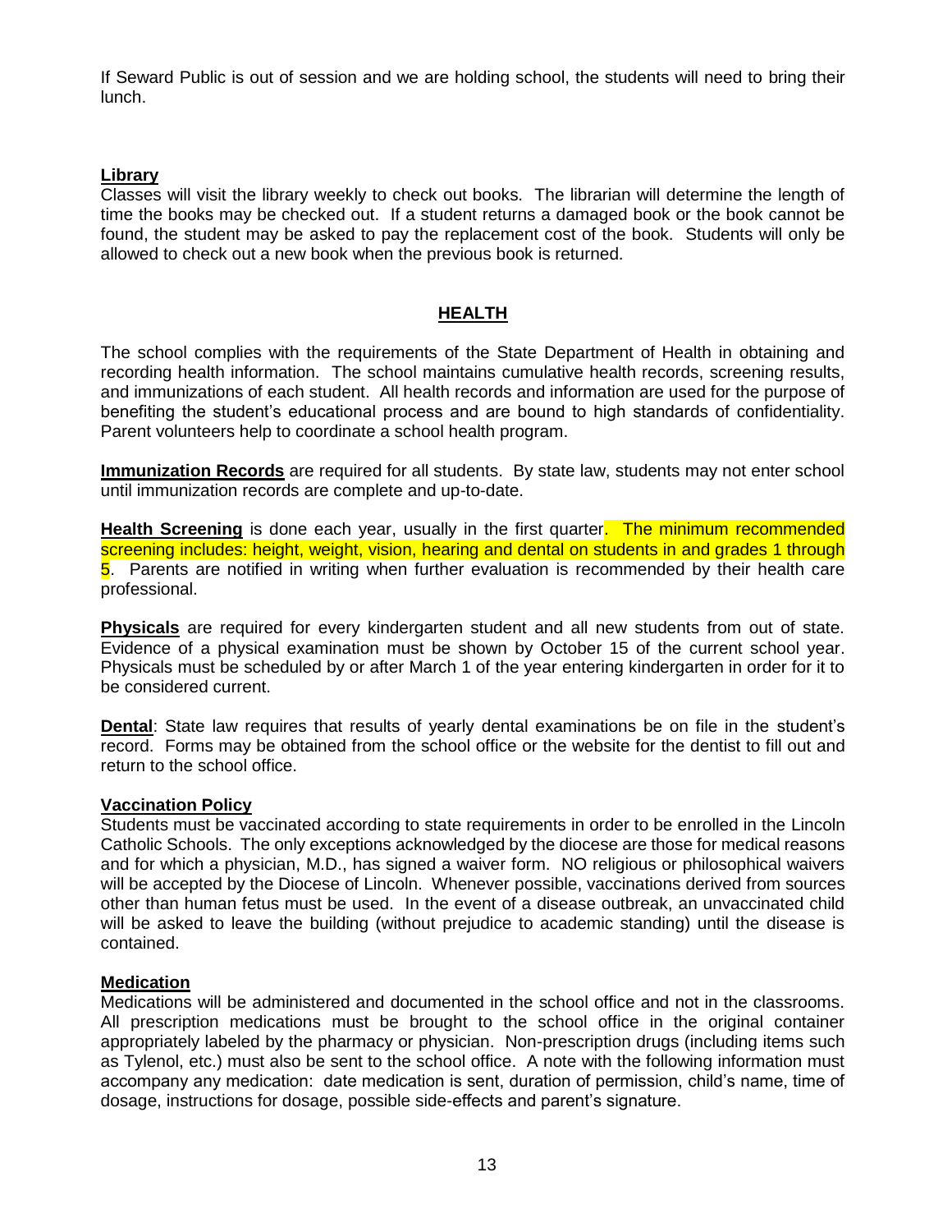If Seward Public is out of session and we are holding school, the students will need to bring their lunch.

**Library**

Classes will visit the library weekly to check out books. The librarian will determine the length of time the books may be checked out. If a student returns a damaged book or the book cannot be found, the student may be asked to pay the replacement cost of the book. Students will only be allowed to check out a new book when the previous book is returned.

## HEALTH

The school complies with the requirements of the State Department of Health in obtaining and recording health information. The school maintains cumulative health records, screening results, and immunizations of each student. All health records and information are used for the purpose of benefiting the student's educational process and are bound to high standards of confidentiality. Parent volunteers help to coordinate a school health program.

**Immunization Records** are required for all students. By state law, students may not enter school until immunization records are complete and up-to-date.

**Health Screening** is done each year, usually in the first quarter. The minimum recommended screening includes: height, weight, vision, hearing and dental on students in and grades 1 through 5. Parents are notified in writing when further evaluation is recommended by their health care professional.

**Physicals** are required for every kindergarten student and all new students from out of state. Evidence of a physical examination must be shown by October 15 of the current school year. Physicals must be scheduled by or after March 1 of the year entering kindergarten in order for it to be considered current.

**Dental**: State law requires that results of yearly dental examinations be on file in the student's record. Forms may be obtained from the school office or the website for the dentist to fill out and return to the school office.

**Vaccination Policy**

Students must be vaccinated according to state requirements in order to be enrolled in the Lincoln Catholic Schools. The only exceptions acknowledged by the diocese are those for medical reasons and for which a physician, M.D., has signed a waiver form. NO religious or philosophical waivers will be accepted by the Diocese of Lincoln. Whenever possible, vaccinations derived from sources other than human fetus must be used. In the event of a disease outbreak, an unvaccinated child will be asked to leave the building (without prejudice to academic standing) until the disease is contained.

**Medication**

Medications will be administered and documented in the school office and not in the classrooms. All prescription medications must be brought to the school office in the original container appropriately labeled by the pharmacy or physician. Non-prescription drugs (including items such as Tylenol, etc.) must also be sent to the school office. A note with the following information must accompany any medication: date medication is sent, duration of permission, child's name, time of dosage, instructions for dosage, possible side-effects and parent's signature.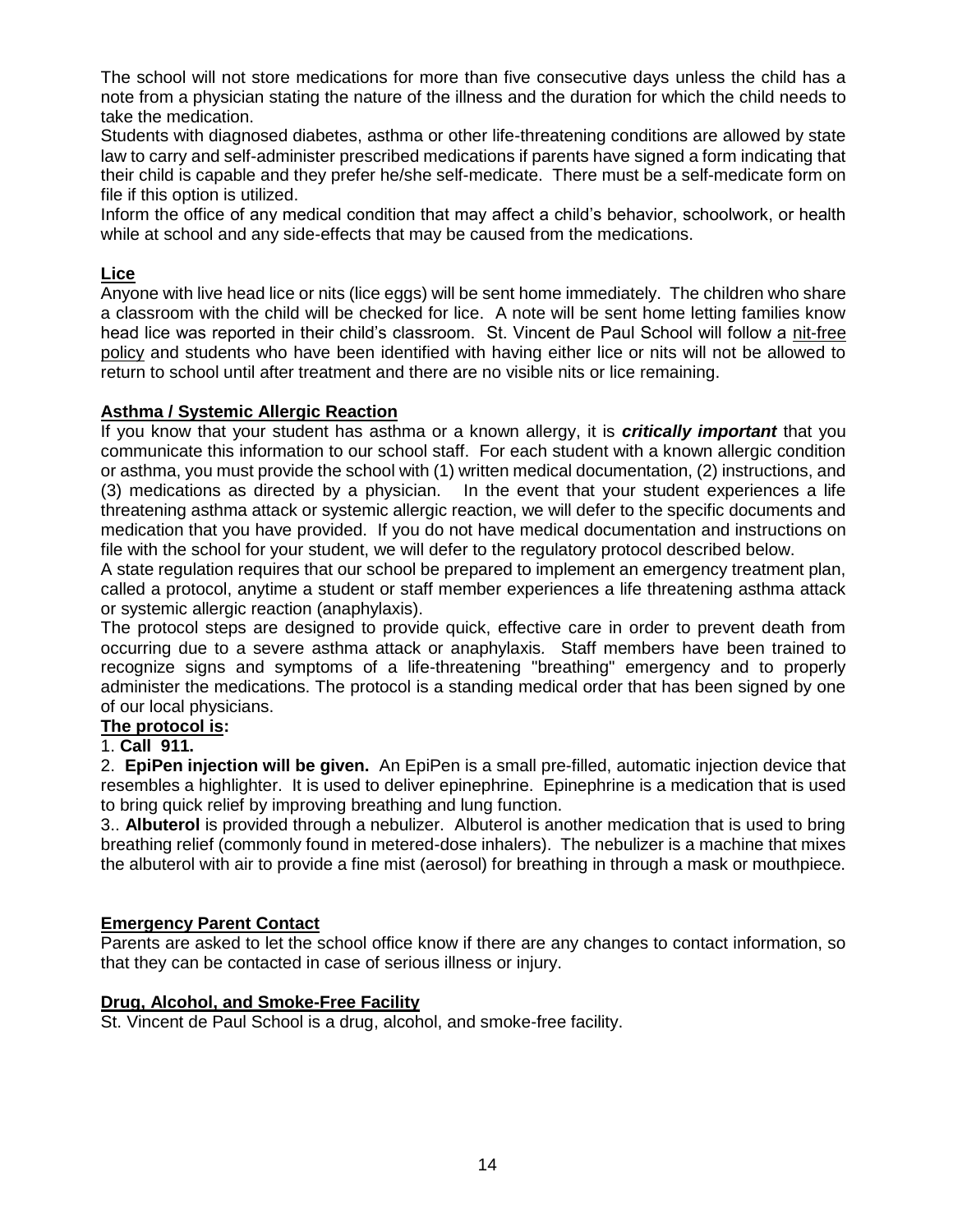The school will not store medications for more than five consecutive days unless the child has a note from a physician stating the nature of the illness and the duration for which the child needs to take the medication.

Students with diagnosed diabetes, asthma or other life-threatening conditions are allowed by state law to carry and self-administer prescribed medications if parents have signed a form indicating that their child is capable and they prefer he/she self-medicate. There must be a self-medicate form on file if this option is utilized.

Inform the office of any medical condition that may affect a child's behavior, schoolwork, or health while at school and any side-effects that may be caused from the medications.

## Lice

Anyone with live head lice or nits (lice eggs) will be sent home immediately. The children who share a classroom with the child will be checked for lice. A note will be sent home letting families know head lice was reported in their child's classroom. St. Vincent de Paul School will follow a nit-free policy and students who have been identified with having either lice or nits will not be allowed to return to school until after treatment and there are no visible nits or lice remaining.

## Asthma / Systemic Allergic Reaction

If you know that your student has asthma or a known allergy, it is ***critically important*** that you communicate this information to our school staff. For each student with a known allergic condition or asthma, you must provide the school with (1) written medical documentation, (2) instructions, and (3) medications as directed by a physician. In the event that your student experiences a life threatening asthma attack or systemic allergic reaction, we will defer to the specific documents and medication that you have provided. If you do not have medical documentation and instructions on file with the school for your student, we will defer to the regulatory protocol described below.

A state regulation requires that our school be prepared to implement an emergency treatment plan, called a protocol, anytime a student or staff member experiences a life threatening asthma attack or systemic allergic reaction (anaphylaxis).

The protocol steps are designed to provide quick, effective care in order to prevent death from occurring due to a severe asthma attack or anaphylaxis. Staff members have been trained to recognize signs and symptoms of a life-threatening "breathing" emergency and to properly administer the medications. The protocol is a standing medical order that has been signed by one of our local physicians.

**The protocol is:**

1. **Call 911.**
2. **EpiPen injection will be given.** An EpiPen is a small pre-filled, automatic injection device that resembles a highlighter. It is used to deliver epinephrine. Epinephrine is a medication that is used to bring quick relief by improving breathing and lung function.
3. **Albuterol** is provided through a nebulizer. Albuterol is another medication that is used to bring breathing relief (commonly found in metered-dose inhalers). The nebulizer is a machine that mixes the albuterol with air to provide a fine mist (aerosol) for breathing in through a mask or mouthpiece.

## Emergency Parent Contact

Parents are asked to let the school office know if there are any changes to contact information, so that they can be contacted in case of serious illness or injury.

## Drug, Alcohol, and Smoke-Free Facility

St. Vincent de Paul School is a drug, alcohol, and smoke-free facility.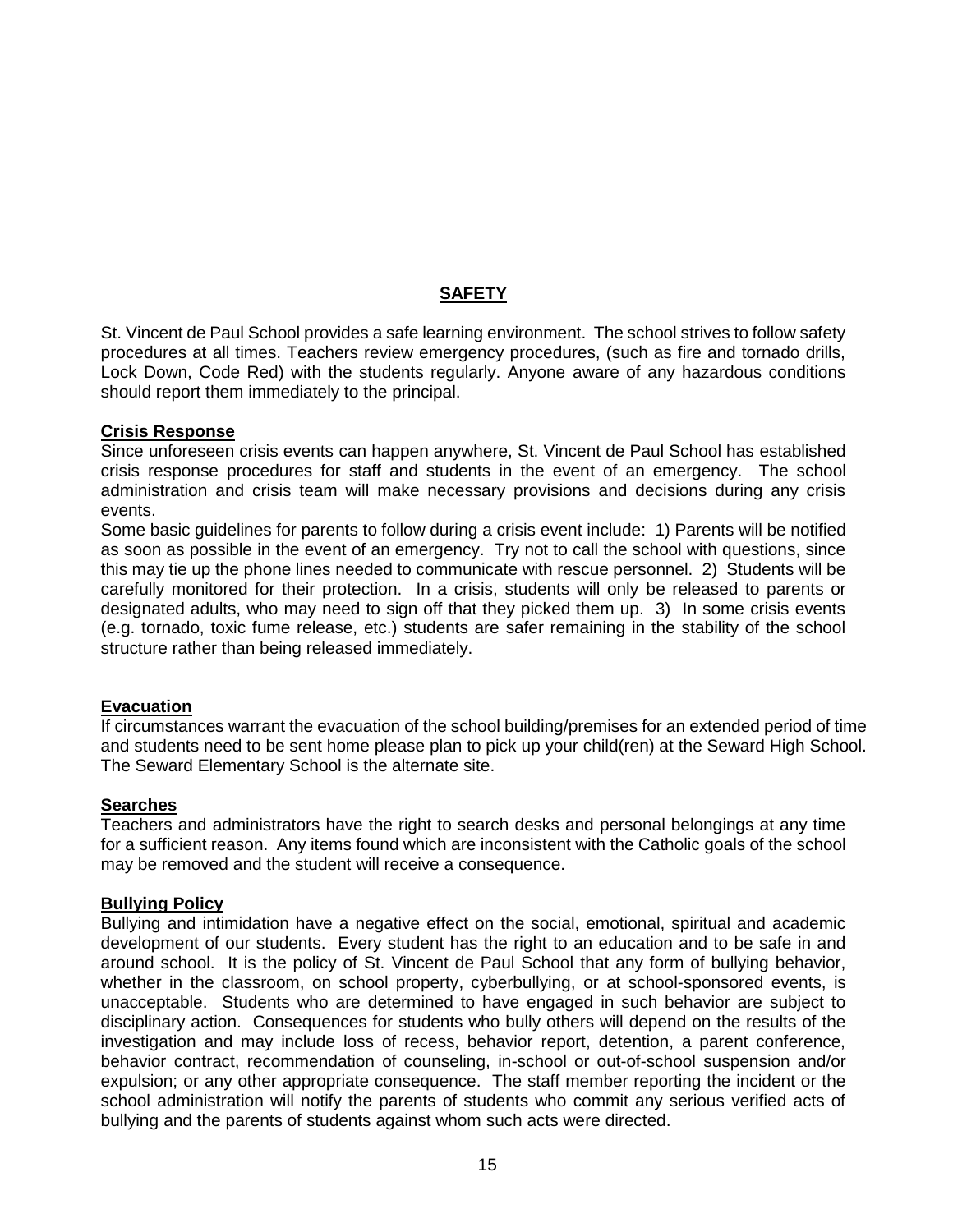## SAFETY

St. Vincent de Paul School provides a safe learning environment. The school strives to follow safety procedures at all times. Teachers review emergency procedures, (such as fire and tornado drills, Lock Down, Code Red) with the students regularly. Anyone aware of any hazardous conditions should report them immediately to the principal.

### Crisis Response

Since unforeseen crisis events can happen anywhere, St. Vincent de Paul School has established crisis response procedures for staff and students in the event of an emergency. The school administration and crisis team will make necessary provisions and decisions during any crisis events.

Some basic guidelines for parents to follow during a crisis event include: 1) Parents will be notified as soon as possible in the event of an emergency. Try not to call the school with questions, since this may tie up the phone lines needed to communicate with rescue personnel. 2) Students will be carefully monitored for their protection. In a crisis, students will only be released to parents or designated adults, who may need to sign off that they picked them up. 3) In some crisis events (e.g. tornado, toxic fume release, etc.) students are safer remaining in the stability of the school structure rather than being released immediately.

### Evacuation

If circumstances warrant the evacuation of the school building/premises for an extended period of time and students need to be sent home please plan to pick up your child(ren) at the Seward High School. The Seward Elementary School is the alternate site.

### Searches

Teachers and administrators have the right to search desks and personal belongings at any time for a sufficient reason. Any items found which are inconsistent with the Catholic goals of the school may be removed and the student will receive a consequence.

### Bullying Policy

Bullying and intimidation have a negative effect on the social, emotional, spiritual and academic development of our students. Every student has the right to an education and to be safe in and around school. It is the policy of St. Vincent de Paul School that any form of bullying behavior, whether in the classroom, on school property, cyberbullying, or at school-sponsored events, is unacceptable. Students who are determined to have engaged in such behavior are subject to disciplinary action. Consequences for students who bully others will depend on the results of the investigation and may include loss of recess, behavior report, detention, a parent conference, behavior contract, recommendation of counseling, in-school or out-of-school suspension and/or expulsion; or any other appropriate consequence. The staff member reporting the incident or the school administration will notify the parents of students who commit any serious verified acts of bullying and the parents of students against whom such acts were directed.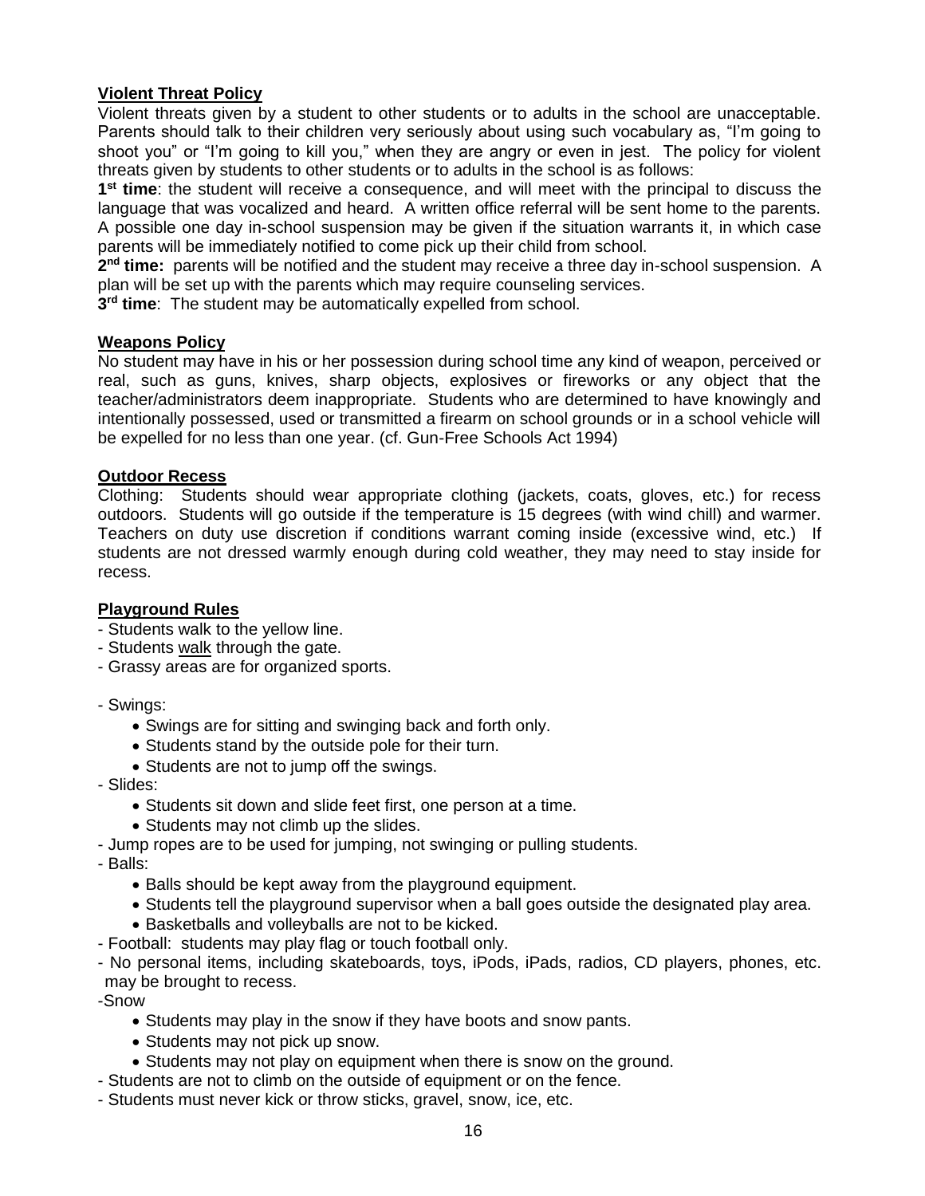## Violent Threat Policy

Violent threats given by a student to other students or to adults in the school are unacceptable. Parents should talk to their children very seriously about using such vocabulary as, "I'm going to shoot you" or "I'm going to kill you," when they are angry or even in jest. The policy for violent threats given by students to other students or to adults in the school is as follows:

**1st time**: the student will receive a consequence, and will meet with the principal to discuss the language that was vocalized and heard. A written office referral will be sent home to the parents. A possible one day in-school suspension may be given if the situation warrants it, in which case parents will be immediately notified to come pick up their child from school.

**2nd time:** parents will be notified and the student may receive a three day in-school suspension. A plan will be set up with the parents which may require counseling services.

**3rd time**: The student may be automatically expelled from school.

## Weapons Policy

No student may have in his or her possession during school time any kind of weapon, perceived or real, such as guns, knives, sharp objects, explosives or fireworks or any object that the teacher/administrators deem inappropriate. Students who are determined to have knowingly and intentionally possessed, used or transmitted a firearm on school grounds or in a school vehicle will be expelled for no less than one year. (cf. Gun-Free Schools Act 1994)

## Outdoor Recess

Clothing: Students should wear appropriate clothing (jackets, coats, gloves, etc.) for recess outdoors. Students will go outside if the temperature is 15 degrees (with wind chill) and warmer. Teachers on duty use discretion if conditions warrant coming inside (excessive wind, etc.) If students are not dressed warmly enough during cold weather, they may need to stay inside for recess.

## Playground Rules

- Students walk to the yellow line.
- Students walk through the gate.
- Grassy areas are for organized sports.

- Swings:
  - Swings are for sitting and swinging back and forth only.
  - Students stand by the outside pole for their turn.
  - Students are not to jump off the swings.
- Slides:
  - Students sit down and slide feet first, one person at a time.
  - Students may not climb up the slides.
- Jump ropes are to be used for jumping, not swinging or pulling students.
- Balls:
  - Balls should be kept away from the playground equipment.
  - Students tell the playground supervisor when a ball goes outside the designated play area.
  - Basketballs and volleyballs are not to be kicked.
- Football: students may play flag or touch football only.
- No personal items, including skateboards, toys, iPods, iPads, radios, CD players, phones, etc. may be brought to recess.
- Snow
  - Students may play in the snow if they have boots and snow pants.
  - Students may not pick up snow.
  - Students may not play on equipment when there is snow on the ground.
- Students are not to climb on the outside of equipment or on the fence.
- Students must never kick or throw sticks, gravel, snow, ice, etc.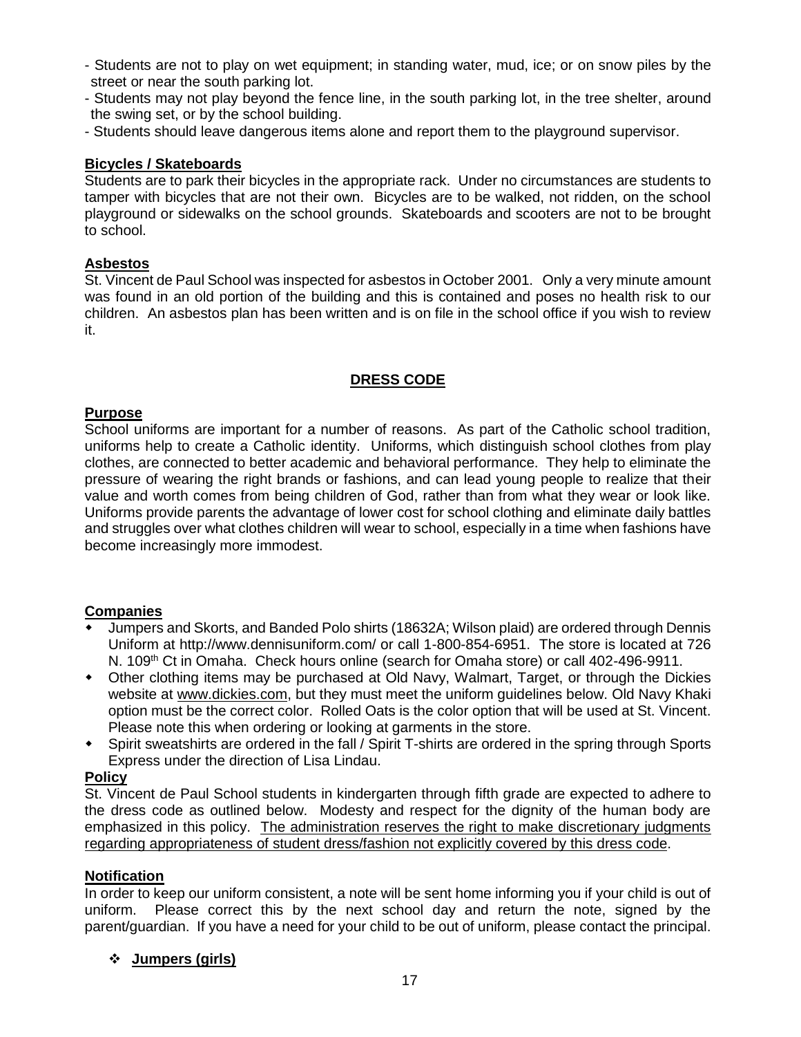- Students are not to play on wet equipment; in standing water, mud, ice; or on snow piles by the street or near the south parking lot.
- Students may not play beyond the fence line, in the south parking lot, in the tree shelter, around the swing set, or by the school building.
- Students should leave dangerous items alone and report them to the playground supervisor.

### Bicycles / Skateboards

Students are to park their bicycles in the appropriate rack. Under no circumstances are students to tamper with bicycles that are not their own. Bicycles are to be walked, not ridden, on the school playground or sidewalks on the school grounds. Skateboards and scooters are not to be brought to school.

### Asbestos

St. Vincent de Paul School was inspected for asbestos in October 2001. Only a very minute amount was found in an old portion of the building and this is contained and poses no health risk to our children. An asbestos plan has been written and is on file in the school office if you wish to review it.

## DRESS CODE

### Purpose

School uniforms are important for a number of reasons. As part of the Catholic school tradition, uniforms help to create a Catholic identity. Uniforms, which distinguish school clothes from play clothes, are connected to better academic and behavioral performance. They help to eliminate the pressure of wearing the right brands or fashions, and can lead young people to realize that their value and worth comes from being children of God, rather than from what they wear or look like. Uniforms provide parents the advantage of lower cost for school clothing and eliminate daily battles and struggles over what clothes children will wear to school, especially in a time when fashions have become increasingly more immodest.

### Companies

- Jumpers and Skorts, and Banded Polo shirts (18632A; Wilson plaid) are ordered through Dennis Uniform at http://www.dennisuniform.com/ or call 1-800-854-6951. The store is located at 726 N. 109th Ct in Omaha. Check hours online (search for Omaha store) or call 402-496-9911.
- Other clothing items may be purchased at Old Navy, Walmart, Target, or through the Dickies website at www.dickies.com, but they must meet the uniform guidelines below. Old Navy Khaki option must be the correct color. Rolled Oats is the color option that will be used at St. Vincent. Please note this when ordering or looking at garments in the store.
- Spirit sweatshirts are ordered in the fall / Spirit T-shirts are ordered in the spring through Sports Express under the direction of Lisa Lindau.

### Policy

St. Vincent de Paul School students in kindergarten through fifth grade are expected to adhere to the dress code as outlined below. Modesty and respect for the dignity of the human body are emphasized in this policy. The administration reserves the right to make discretionary judgments regarding appropriateness of student dress/fashion not explicitly covered by this dress code.

### Notification

In order to keep our uniform consistent, a note will be sent home informing you if your child is out of uniform. Please correct this by the next school day and return the note, signed by the parent/guardian. If you have a need for your child to be out of uniform, please contact the principal.

- **Jumpers (girls)**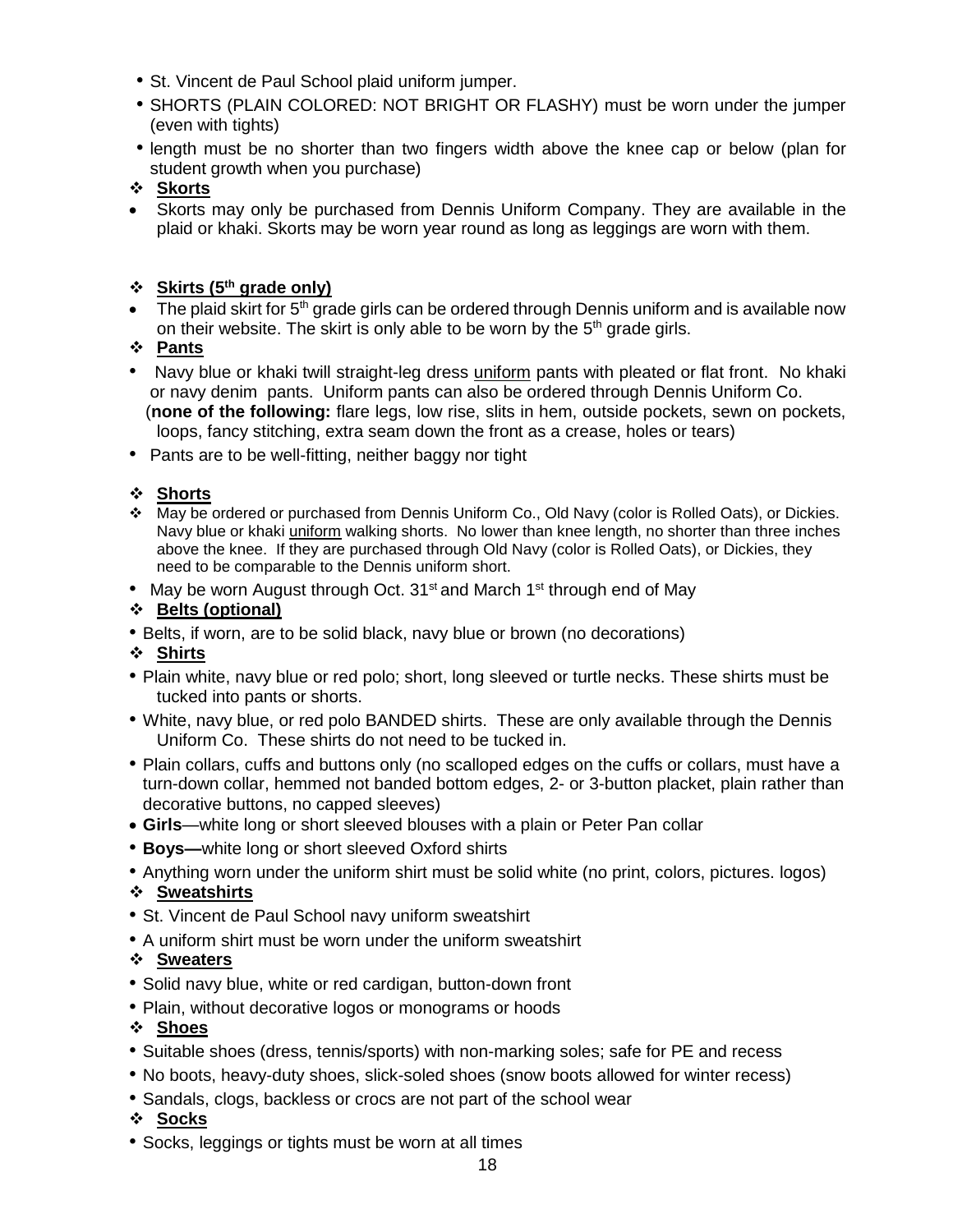- St. Vincent de Paul School plaid uniform jumper.
- SHORTS (PLAIN COLORED: NOT BRIGHT OR FLASHY) must be worn under the jumper (even with tights)
- length must be no shorter than two fingers width above the knee cap or below (plan for student growth when you purchase)

### **Skorts**

- Skorts may only be purchased from Dennis Uniform Company. They are available in the plaid or khaki. Skorts may be worn year round as long as leggings are worn with them.

### **Skirts (5th grade only)**

- The plaid skirt for 5th grade girls can be ordered through Dennis uniform and is available now on their website. The skirt is only able to be worn by the 5th grade girls.

### **Pants**

- Navy blue or khaki twill straight-leg dress uniform pants with pleated or flat front. No khaki or navy denim pants. Uniform pants can also be ordered through Dennis Uniform Co. (**none of the following:** flare legs, low rise, slits in hem, outside pockets, sewn on pockets, loops, fancy stitching, extra seam down the front as a crease, holes or tears)
- Pants are to be well-fitting, neither baggy nor tight

### **Shorts**

- May be ordered or purchased from Dennis Uniform Co., Old Navy (color is Rolled Oats), or Dickies. Navy blue or khaki uniform walking shorts. No lower than knee length, no shorter than three inches above the knee. If they are purchased through Old Navy (color is Rolled Oats), or Dickies, they need to be comparable to the Dennis uniform short.
- May be worn August through Oct. 31st and March 1st through end of May

### **Belts (optional)**

- Belts, if worn, are to be solid black, navy blue or brown (no decorations)

### **Shirts**

- Plain white, navy blue or red polo; short, long sleeved or turtle necks. These shirts must be tucked into pants or shorts.
- White, navy blue, or red polo BANDED shirts. These are only available through the Dennis Uniform Co. These shirts do not need to be tucked in.
- Plain collars, cuffs and buttons only (no scalloped edges on the cuffs or collars, must have a turn-down collar, hemmed not banded bottom edges, 2- or 3-button placket, plain rather than decorative buttons, no capped sleeves)
- **Girls**—white long or short sleeved blouses with a plain or Peter Pan collar
- **Boys—**white long or short sleeved Oxford shirts
- Anything worn under the uniform shirt must be solid white (no print, colors, pictures. logos)

### **Sweatshirts**

- St. Vincent de Paul School navy uniform sweatshirt
- A uniform shirt must be worn under the uniform sweatshirt

### **Sweaters**

- Solid navy blue, white or red cardigan, button-down front
- Plain, without decorative logos or monograms or hoods

### **Shoes**

- Suitable shoes (dress, tennis/sports) with non-marking soles; safe for PE and recess
- No boots, heavy-duty shoes, slick-soled shoes (snow boots allowed for winter recess)
- Sandals, clogs, backless or crocs are not part of the school wear

### **Socks**

- Socks, leggings or tights must be worn at all times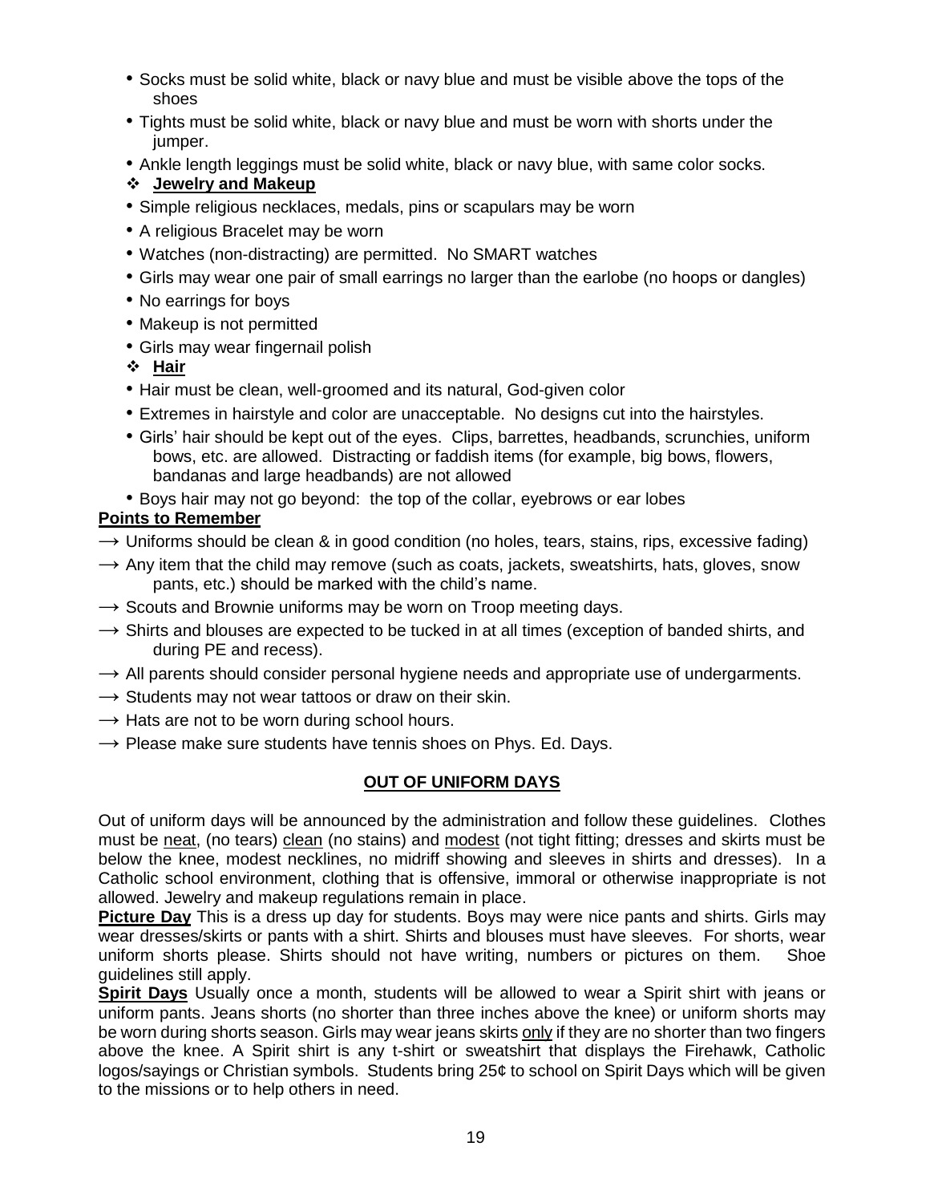- Socks must be solid white, black or navy blue and must be visible above the tops of the shoes
- Tights must be solid white, black or navy blue and must be worn with shorts under the jumper.
- Ankle length leggings must be solid white, black or navy blue, with same color socks.

❖ **Jewelry and Makeup**

- Simple religious necklaces, medals, pins or scapulars may be worn
- A religious Bracelet may be worn
- Watches (non-distracting) are permitted. No SMART watches
- Girls may wear one pair of small earrings no larger than the earlobe (no hoops or dangles)
- No earrings for boys
- Makeup is not permitted
- Girls may wear fingernail polish

❖ **Hair**

- Hair must be clean, well-groomed and its natural, God-given color
- Extremes in hairstyle and color are unacceptable. No designs cut into the hairstyles.
- Girls' hair should be kept out of the eyes. Clips, barrettes, headbands, scrunchies, uniform bows, etc. are allowed. Distracting or faddish items (for example, big bows, flowers, bandanas and large headbands) are not allowed
- Boys hair may not go beyond: the top of the collar, eyebrows or ear lobes

**Points to Remember**

→ Uniforms should be clean & in good condition (no holes, tears, stains, rips, excessive fading)

→ Any item that the child may remove (such as coats, jackets, sweatshirts, hats, gloves, snow pants, etc.) should be marked with the child's name.

→ Scouts and Brownie uniforms may be worn on Troop meeting days.

→ Shirts and blouses are expected to be tucked in at all times (exception of banded shirts, and during PE and recess).

→ All parents should consider personal hygiene needs and appropriate use of undergarments.

→ Students may not wear tattoos or draw on their skin.

→ Hats are not to be worn during school hours.

→ Please make sure students have tennis shoes on Phys. Ed. Days.

## OUT OF UNIFORM DAYS

Out of uniform days will be announced by the administration and follow these guidelines. Clothes must be neat, (no tears) clean (no stains) and modest (not tight fitting; dresses and skirts must be below the knee, modest necklines, no midriff showing and sleeves in shirts and dresses). In a Catholic school environment, clothing that is offensive, immoral or otherwise inappropriate is not allowed. Jewelry and makeup regulations remain in place.

**Picture Day** This is a dress up day for students. Boys may were nice pants and shirts. Girls may wear dresses/skirts or pants with a shirt. Shirts and blouses must have sleeves. For shorts, wear uniform shorts please. Shirts should not have writing, numbers or pictures on them. Shoe guidelines still apply.

**Spirit Days** Usually once a month, students will be allowed to wear a Spirit shirt with jeans or uniform pants. Jeans shorts (no shorter than three inches above the knee) or uniform shorts may be worn during shorts season. Girls may wear jeans skirts only if they are no shorter than two fingers above the knee. A Spirit shirt is any t-shirt or sweatshirt that displays the Firehawk, Catholic logos/sayings or Christian symbols. Students bring 25¢ to school on Spirit Days which will be given to the missions or to help others in need.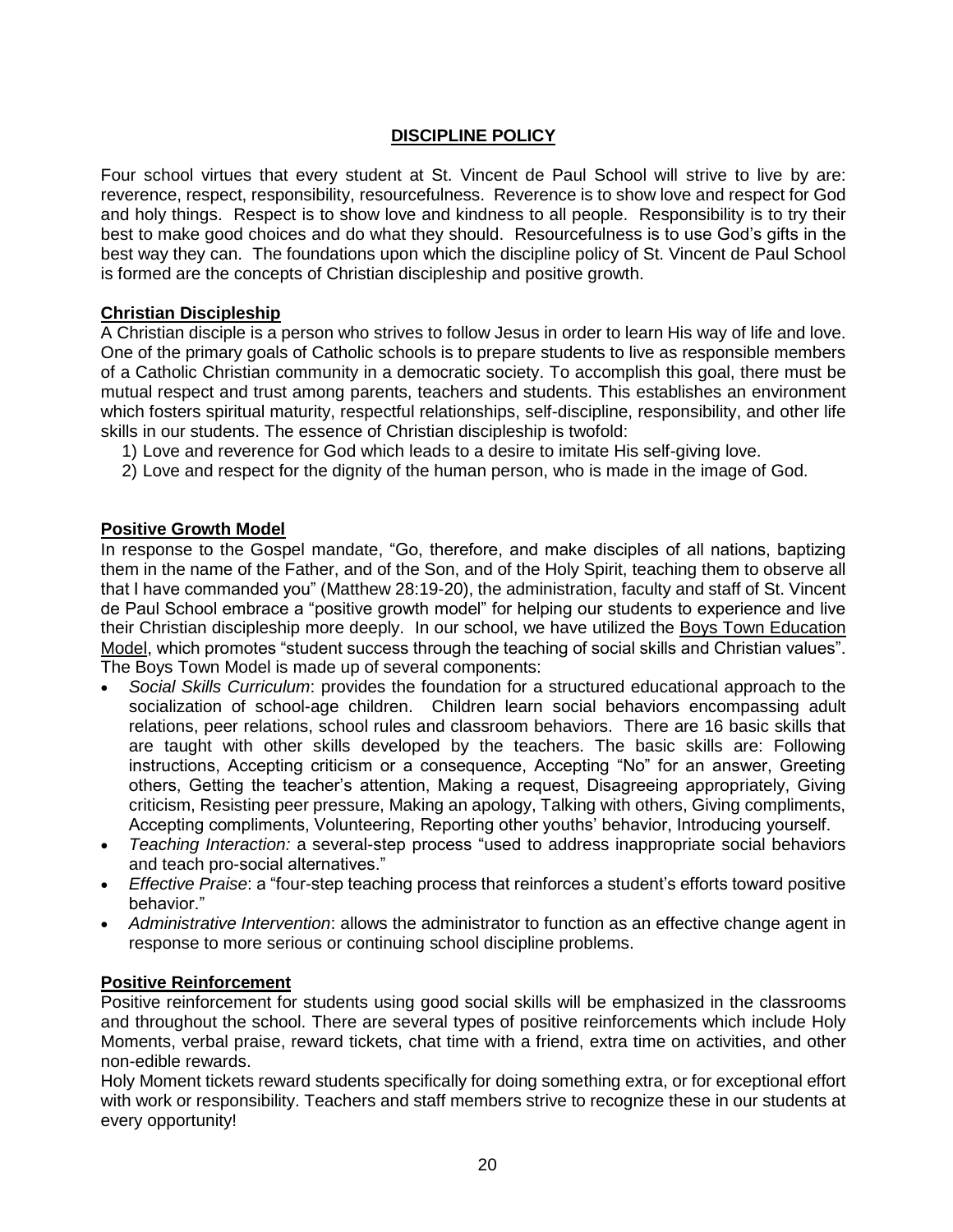## DISCIPLINE POLICY

Four school virtues that every student at St. Vincent de Paul School will strive to live by are: reverence, respect, responsibility, resourcefulness. Reverence is to show love and respect for God and holy things. Respect is to show love and kindness to all people. Responsibility is to try their best to make good choices and do what they should. Resourcefulness is to use God's gifts in the best way they can. The foundations upon which the discipline policy of St. Vincent de Paul School is formed are the concepts of Christian discipleship and positive growth.

### Christian Discipleship

A Christian disciple is a person who strives to follow Jesus in order to learn His way of life and love. One of the primary goals of Catholic schools is to prepare students to live as responsible members of a Catholic Christian community in a democratic society. To accomplish this goal, there must be mutual respect and trust among parents, teachers and students. This establishes an environment which fosters spiritual maturity, respectful relationships, self-discipline, responsibility, and other life skills in our students. The essence of Christian discipleship is twofold:

1) Love and reverence for God which leads to a desire to imitate His self-giving love.
2) Love and respect for the dignity of the human person, who is made in the image of God.

### Positive Growth Model

In response to the Gospel mandate, "Go, therefore, and make disciples of all nations, baptizing them in the name of the Father, and of the Son, and of the Holy Spirit, teaching them to observe all that I have commanded you" (Matthew 28:19-20), the administration, faculty and staff of St. Vincent de Paul School embrace a "positive growth model" for helping our students to experience and live their Christian discipleship more deeply. In our school, we have utilized the Boys Town Education Model, which promotes "student success through the teaching of social skills and Christian values". The Boys Town Model is made up of several components:

- *Social Skills Curriculum*: provides the foundation for a structured educational approach to the socialization of school-age children. Children learn social behaviors encompassing adult relations, peer relations, school rules and classroom behaviors. There are 16 basic skills that are taught with other skills developed by the teachers. The basic skills are: Following instructions, Accepting criticism or a consequence, Accepting "No" for an answer, Greeting others, Getting the teacher's attention, Making a request, Disagreeing appropriately, Giving criticism, Resisting peer pressure, Making an apology, Talking with others, Giving compliments, Accepting compliments, Volunteering, Reporting other youths' behavior, Introducing yourself.
- *Teaching Interaction:* a several-step process "used to address inappropriate social behaviors and teach pro-social alternatives."
- *Effective Praise*: a "four-step teaching process that reinforces a student's efforts toward positive behavior."
- *Administrative Intervention*: allows the administrator to function as an effective change agent in response to more serious or continuing school discipline problems.

### Positive Reinforcement

Positive reinforcement for students using good social skills will be emphasized in the classrooms and throughout the school. There are several types of positive reinforcements which include Holy Moments, verbal praise, reward tickets, chat time with a friend, extra time on activities, and other non-edible rewards.

Holy Moment tickets reward students specifically for doing something extra, or for exceptional effort with work or responsibility. Teachers and staff members strive to recognize these in our students at every opportunity!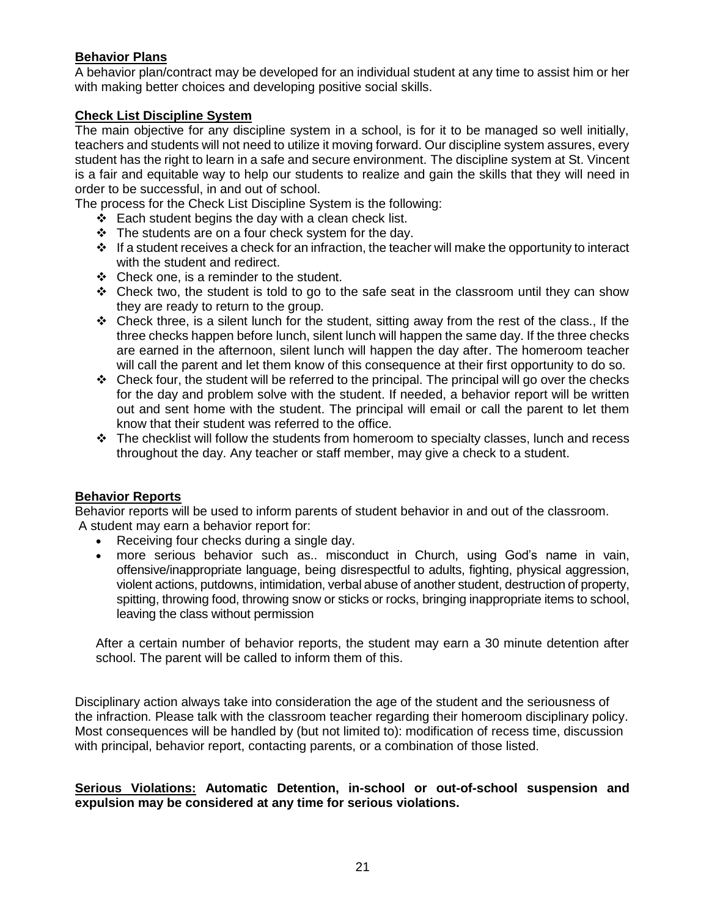**Behavior Plans**

A behavior plan/contract may be developed for an individual student at any time to assist him or her with making better choices and developing positive social skills.

**Check List Discipline System**

The main objective for any discipline system in a school, is for it to be managed so well initially, teachers and students will not need to utilize it moving forward. Our discipline system assures, every student has the right to learn in a safe and secure environment. The discipline system at St. Vincent is a fair and equitable way to help our students to realize and gain the skills that they will need in order to be successful, in and out of school.

The process for the Check List Discipline System is the following:

- Each student begins the day with a clean check list.
- The students are on a four check system for the day.
- If a student receives a check for an infraction, the teacher will make the opportunity to interact with the student and redirect.
- Check one, is a reminder to the student.
- Check two, the student is told to go to the safe seat in the classroom until they can show they are ready to return to the group.
- Check three, is a silent lunch for the student, sitting away from the rest of the class., If the three checks happen before lunch, silent lunch will happen the same day. If the three checks are earned in the afternoon, silent lunch will happen the day after. The homeroom teacher will call the parent and let them know of this consequence at their first opportunity to do so.
- Check four, the student will be referred to the principal. The principal will go over the checks for the day and problem solve with the student. If needed, a behavior report will be written out and sent home with the student. The principal will email or call the parent to let them know that their student was referred to the office.
- The checklist will follow the students from homeroom to specialty classes, lunch and recess throughout the day. Any teacher or staff member, may give a check to a student.

**Behavior Reports**

Behavior reports will be used to inform parents of student behavior in and out of the classroom.
A student may earn a behavior report for:

- Receiving four checks during a single day.
- more serious behavior such as.. misconduct in Church, using God's name in vain, offensive/inappropriate language, being disrespectful to adults, fighting, physical aggression, violent actions, putdowns, intimidation, verbal abuse of another student, destruction of property, spitting, throwing food, throwing snow or sticks or rocks, bringing inappropriate items to school, leaving the class without permission

After a certain number of behavior reports, the student may earn a 30 minute detention after school. The parent will be called to inform them of this.

Disciplinary action always take into consideration the age of the student and the seriousness of the infraction. Please talk with the classroom teacher regarding their homeroom disciplinary policy. Most consequences will be handled by (but not limited to): modification of recess time, discussion with principal, behavior report, contacting parents, or a combination of those listed.

**Serious Violations: Automatic Detention, in-school or out-of-school suspension and expulsion may be considered at any time for serious violations.**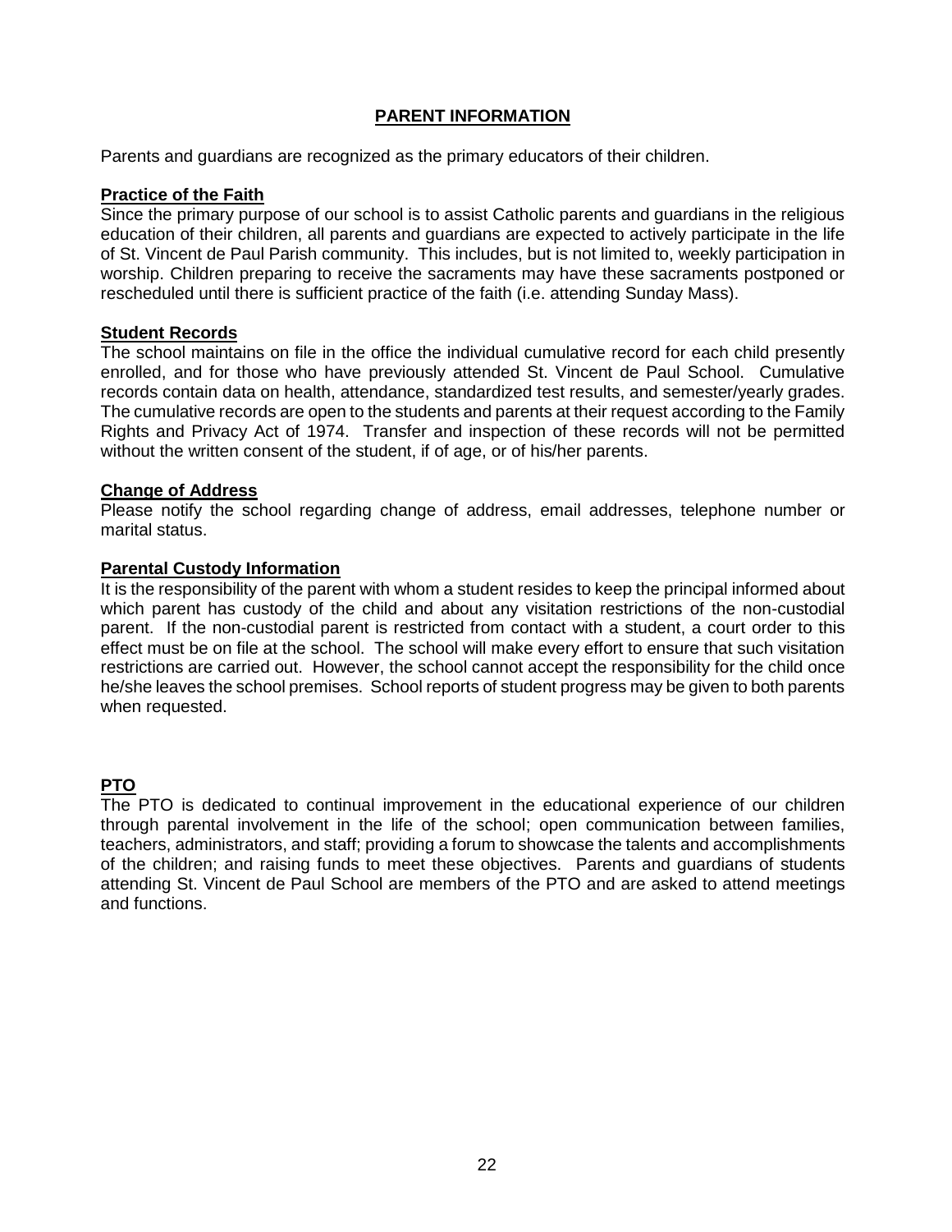## PARENT INFORMATION

Parents and guardians are recognized as the primary educators of their children.

### Practice of the Faith

Since the primary purpose of our school is to assist Catholic parents and guardians in the religious education of their children, all parents and guardians are expected to actively participate in the life of St. Vincent de Paul Parish community. This includes, but is not limited to, weekly participation in worship. Children preparing to receive the sacraments may have these sacraments postponed or rescheduled until there is sufficient practice of the faith (i.e. attending Sunday Mass).

### Student Records

The school maintains on file in the office the individual cumulative record for each child presently enrolled, and for those who have previously attended St. Vincent de Paul School. Cumulative records contain data on health, attendance, standardized test results, and semester/yearly grades. The cumulative records are open to the students and parents at their request according to the Family Rights and Privacy Act of 1974. Transfer and inspection of these records will not be permitted without the written consent of the student, if of age, or of his/her parents.

### Change of Address

Please notify the school regarding change of address, email addresses, telephone number or marital status.

### Parental Custody Information

It is the responsibility of the parent with whom a student resides to keep the principal informed about which parent has custody of the child and about any visitation restrictions of the non-custodial parent. If the non-custodial parent is restricted from contact with a student, a court order to this effect must be on file at the school. The school will make every effort to ensure that such visitation restrictions are carried out. However, the school cannot accept the responsibility for the child once he/she leaves the school premises. School reports of student progress may be given to both parents when requested.

### PTO

The PTO is dedicated to continual improvement in the educational experience of our children through parental involvement in the life of the school; open communication between families, teachers, administrators, and staff; providing a forum to showcase the talents and accomplishments of the children; and raising funds to meet these objectives. Parents and guardians of students attending St. Vincent de Paul School are members of the PTO and are asked to attend meetings and functions.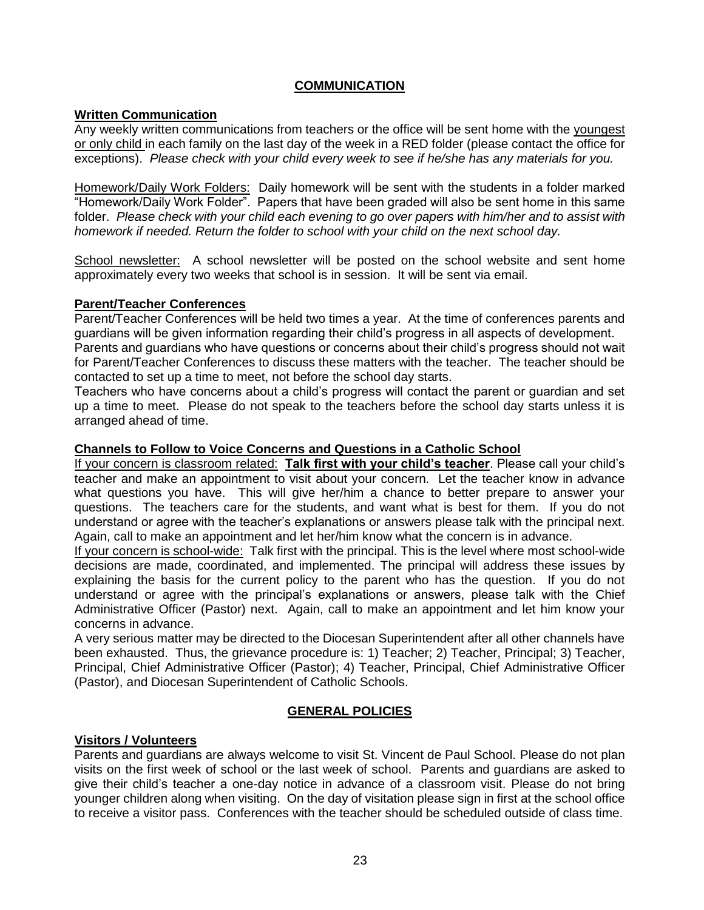## COMMUNICATION

### Written Communication

Any weekly written communications from teachers or the office will be sent home with the youngest or only child in each family on the last day of the week in a RED folder (please contact the office for exceptions). *Please check with your child every week to see if he/she has any materials for you.*

Homework/Daily Work Folders: Daily homework will be sent with the students in a folder marked "Homework/Daily Work Folder". Papers that have been graded will also be sent home in this same folder. *Please check with your child each evening to go over papers with him/her and to assist with homework if needed. Return the folder to school with your child on the next school day.*

School newsletter: A school newsletter will be posted on the school website and sent home approximately every two weeks that school is in session. It will be sent via email.

### Parent/Teacher Conferences

Parent/Teacher Conferences will be held two times a year. At the time of conferences parents and guardians will be given information regarding their child's progress in all aspects of development.
Parents and guardians who have questions or concerns about their child's progress should not wait for Parent/Teacher Conferences to discuss these matters with the teacher. The teacher should be contacted to set up a time to meet, not before the school day starts.
Teachers who have concerns about a child's progress will contact the parent or guardian and set up a time to meet. Please do not speak to the teachers before the school day starts unless it is arranged ahead of time.

### Channels to Follow to Voice Concerns and Questions in a Catholic School

If your concern is classroom related: **Talk first with your child's teacher**. Please call your child's teacher and make an appointment to visit about your concern. Let the teacher know in advance what questions you have. This will give her/him a chance to better prepare to answer your questions. The teachers care for the students, and want what is best for them. If you do not understand or agree with the teacher's explanations or answers please talk with the principal next. Again, call to make an appointment and let her/him know what the concern is in advance.
If your concern is school-wide: Talk first with the principal. This is the level where most school-wide decisions are made, coordinated, and implemented. The principal will address these issues by explaining the basis for the current policy to the parent who has the question. If you do not understand or agree with the principal's explanations or answers, please talk with the Chief Administrative Officer (Pastor) next. Again, call to make an appointment and let him know your concerns in advance.
A very serious matter may be directed to the Diocesan Superintendent after all other channels have been exhausted. Thus, the grievance procedure is: 1) Teacher; 2) Teacher, Principal; 3) Teacher, Principal, Chief Administrative Officer (Pastor); 4) Teacher, Principal, Chief Administrative Officer (Pastor), and Diocesan Superintendent of Catholic Schools.

## GENERAL POLICIES

### Visitors / Volunteers

Parents and guardians are always welcome to visit St. Vincent de Paul School. Please do not plan visits on the first week of school or the last week of school. Parents and guardians are asked to give their child's teacher a one-day notice in advance of a classroom visit. Please do not bring younger children along when visiting. On the day of visitation please sign in first at the school office to receive a visitor pass. Conferences with the teacher should be scheduled outside of class time.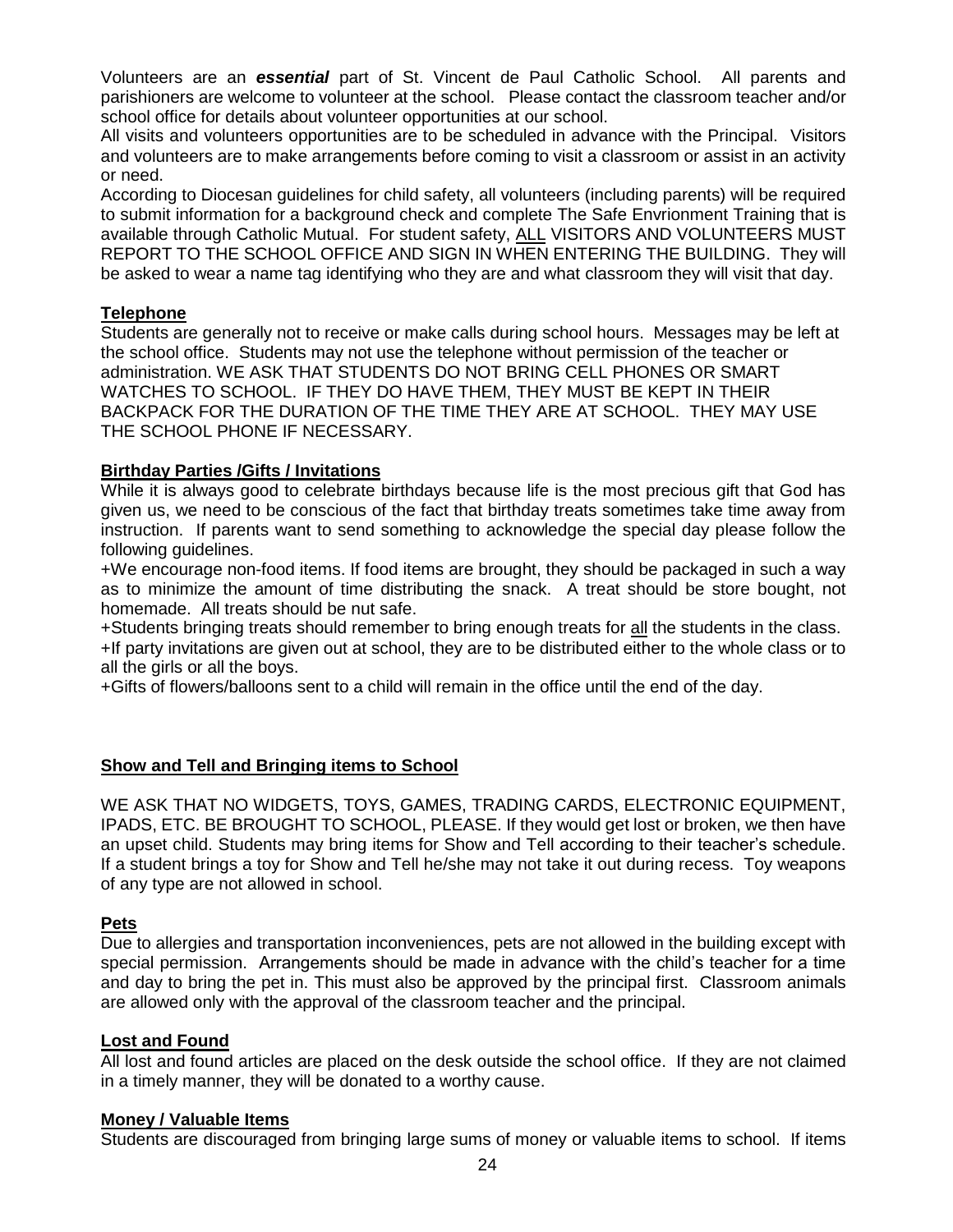Volunteers are an ***essential*** part of St. Vincent de Paul Catholic School. All parents and parishioners are welcome to volunteer at the school. Please contact the classroom teacher and/or school office for details about volunteer opportunities at our school.

All visits and volunteers opportunities are to be scheduled in advance with the Principal. Visitors and volunteers are to make arrangements before coming to visit a classroom or assist in an activity or need.

According to Diocesan guidelines for child safety, all volunteers (including parents) will be required to submit information for a background check and complete The Safe Envrionment Training that is available through Catholic Mutual. For student safety, ALL VISITORS AND VOLUNTEERS MUST REPORT TO THE SCHOOL OFFICE AND SIGN IN WHEN ENTERING THE BUILDING. They will be asked to wear a name tag identifying who they are and what classroom they will visit that day.

## Telephone

Students are generally not to receive or make calls during school hours. Messages may be left at the school office. Students may not use the telephone without permission of the teacher or administration. WE ASK THAT STUDENTS DO NOT BRING CELL PHONES OR SMART WATCHES TO SCHOOL. IF THEY DO HAVE THEM, THEY MUST BE KEPT IN THEIR BACKPACK FOR THE DURATION OF THE TIME THEY ARE AT SCHOOL. THEY MAY USE THE SCHOOL PHONE IF NECESSARY.

## Birthday Parties /Gifts / Invitations

While it is always good to celebrate birthdays because life is the most precious gift that God has given us, we need to be conscious of the fact that birthday treats sometimes take time away from instruction. If parents want to send something to acknowledge the special day please follow the following guidelines.

+We encourage non-food items. If food items are brought, they should be packaged in such a way as to minimize the amount of time distributing the snack. A treat should be store bought, not homemade. All treats should be nut safe.

+Students bringing treats should remember to bring enough treats for all the students in the class.

+If party invitations are given out at school, they are to be distributed either to the whole class or to all the girls or all the boys.

+Gifts of flowers/balloons sent to a child will remain in the office until the end of the day.

## Show and Tell and Bringing items to School

WE ASK THAT NO WIDGETS, TOYS, GAMES, TRADING CARDS, ELECTRONIC EQUIPMENT, IPADS, ETC. BE BROUGHT TO SCHOOL, PLEASE. If they would get lost or broken, we then have an upset child. Students may bring items for Show and Tell according to their teacher's schedule. If a student brings a toy for Show and Tell he/she may not take it out during recess. Toy weapons of any type are not allowed in school.

## Pets

Due to allergies and transportation inconveniences, pets are not allowed in the building except with special permission. Arrangements should be made in advance with the child's teacher for a time and day to bring the pet in. This must also be approved by the principal first. Classroom animals are allowed only with the approval of the classroom teacher and the principal.

## Lost and Found

All lost and found articles are placed on the desk outside the school office. If they are not claimed in a timely manner, they will be donated to a worthy cause.

## Money / Valuable Items

Students are discouraged from bringing large sums of money or valuable items to school. If items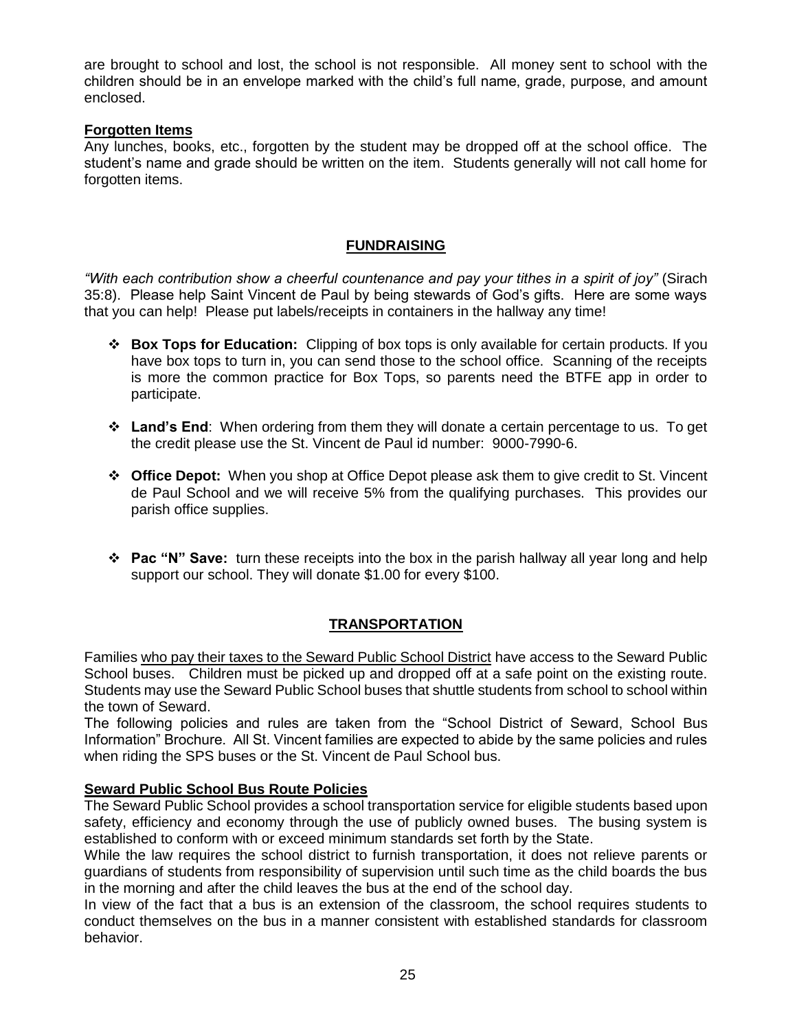are brought to school and lost, the school is not responsible. All money sent to school with the children should be in an envelope marked with the child's full name, grade, purpose, and amount enclosed.

**Forgotten Items**

Any lunches, books, etc., forgotten by the student may be dropped off at the school office. The student's name and grade should be written on the item. Students generally will not call home for forgotten items.

## FUNDRAISING

*"With each contribution show a cheerful countenance and pay your tithes in a spirit of joy"* (Sirach 35:8). Please help Saint Vincent de Paul by being stewards of God's gifts. Here are some ways that you can help! Please put labels/receipts in containers in the hallway any time!

- **Box Tops for Education:** Clipping of box tops is only available for certain products. If you have box tops to turn in, you can send those to the school office. Scanning of the receipts is more the common practice for Box Tops, so parents need the BTFE app in order to participate.
- **Land's End**: When ordering from them they will donate a certain percentage to us. To get the credit please use the St. Vincent de Paul id number: 9000-7990-6.
- **Office Depot:** When you shop at Office Depot please ask them to give credit to St. Vincent de Paul School and we will receive 5% from the qualifying purchases. This provides our parish office supplies.
- **Pac "N" Save:** turn these receipts into the box in the parish hallway all year long and help support our school. They will donate $1.00 for every $100.

## TRANSPORTATION

Families who pay their taxes to the Seward Public School District have access to the Seward Public School buses. Children must be picked up and dropped off at a safe point on the existing route. Students may use the Seward Public School buses that shuttle students from school to school within the town of Seward.

The following policies and rules are taken from the "School District of Seward, School Bus Information" Brochure. All St. Vincent families are expected to abide by the same policies and rules when riding the SPS buses or the St. Vincent de Paul School bus.

**Seward Public School Bus Route Policies**

The Seward Public School provides a school transportation service for eligible students based upon safety, efficiency and economy through the use of publicly owned buses. The busing system is established to conform with or exceed minimum standards set forth by the State.

While the law requires the school district to furnish transportation, it does not relieve parents or guardians of students from responsibility of supervision until such time as the child boards the bus in the morning and after the child leaves the bus at the end of the school day.

In view of the fact that a bus is an extension of the classroom, the school requires students to conduct themselves on the bus in a manner consistent with established standards for classroom behavior.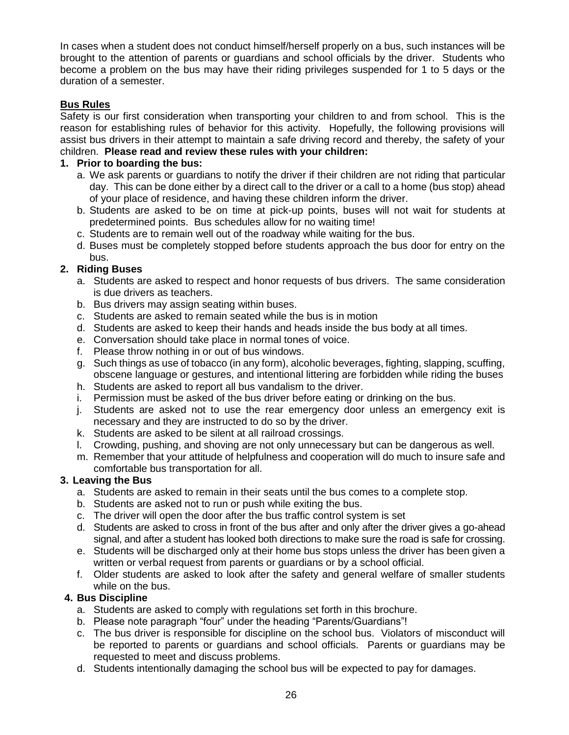In cases when a student does not conduct himself/herself properly on a bus, such instances will be brought to the attention of parents or guardians and school officials by the driver. Students who become a problem on the bus may have their riding privileges suspended for 1 to 5 days or the duration of a semester.

## Bus Rules

Safety is our first consideration when transporting your children to and from school. This is the reason for establishing rules of behavior for this activity. Hopefully, the following provisions will assist bus drivers in their attempt to maintain a safe driving record and thereby, the safety of your children. **Please read and review these rules with your children:**

1. **Prior to boarding the bus:**
   a. We ask parents or guardians to notify the driver if their children are not riding that particular day. This can be done either by a direct call to the driver or a call to a home (bus stop) ahead of your place of residence, and having these children inform the driver.
   b. Students are asked to be on time at pick-up points, buses will not wait for students at predetermined points. Bus schedules allow for no waiting time!
   c. Students are to remain well out of the roadway while waiting for the bus.
   d. Buses must be completely stopped before students approach the bus door for entry on the bus.
2. **Riding Buses**
   a. Students are asked to respect and honor requests of bus drivers. The same consideration is due drivers as teachers.
   b. Bus drivers may assign seating within buses.
   c. Students are asked to remain seated while the bus is in motion
   d. Students are asked to keep their hands and heads inside the bus body at all times.
   e. Conversation should take place in normal tones of voice.
   f. Please throw nothing in or out of bus windows.
   g. Such things as use of tobacco (in any form), alcoholic beverages, fighting, slapping, scuffing, obscene language or gestures, and intentional littering are forbidden while riding the buses
   h. Students are asked to report all bus vandalism to the driver.
   i. Permission must be asked of the bus driver before eating or drinking on the bus.
   j. Students are asked not to use the rear emergency door unless an emergency exit is necessary and they are instructed to do so by the driver.
   k. Students are asked to be silent at all railroad crossings.
   l. Crowding, pushing, and shoving are not only unnecessary but can be dangerous as well.
   m. Remember that your attitude of helpfulness and cooperation will do much to insure safe and comfortable bus transportation for all.
3. **Leaving the Bus**
   a. Students are asked to remain in their seats until the bus comes to a complete stop.
   b. Students are asked not to run or push while exiting the bus.
   c. The driver will open the door after the bus traffic control system is set
   d. Students are asked to cross in front of the bus after and only after the driver gives a go-ahead signal, and after a student has looked both directions to make sure the road is safe for crossing.
   e. Students will be discharged only at their home bus stops unless the driver has been given a written or verbal request from parents or guardians or by a school official.
   f. Older students are asked to look after the safety and general welfare of smaller students while on the bus.
4. **Bus Discipline**
   a. Students are asked to comply with regulations set forth in this brochure.
   b. Please note paragraph "four" under the heading "Parents/Guardians"!
   c. The bus driver is responsible for discipline on the school bus. Violators of misconduct will be reported to parents or guardians and school officials. Parents or guardians may be requested to meet and discuss problems.
   d. Students intentionally damaging the school bus will be expected to pay for damages.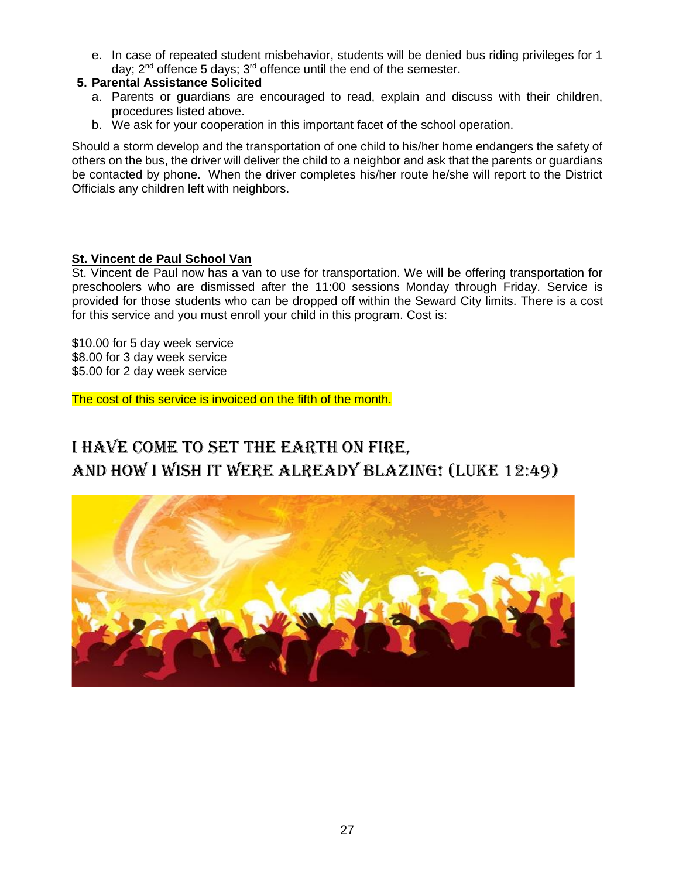e. In case of repeated student misbehavior, students will be denied bus riding privileges for 1 day; 2nd offence 5 days; 3rd offence until the end of the semester.

5. **Parental Assistance Solicited**
   a. Parents or guardians are encouraged to read, explain and discuss with their children, procedures listed above.
   b. We ask for your cooperation in this important facet of the school operation.

Should a storm develop and the transportation of one child to his/her home endangers the safety of others on the bus, the driver will deliver the child to a neighbor and ask that the parents or guardians be contacted by phone. When the driver completes his/her route he/she will report to the District Officials any children left with neighbors.

**St. Vincent de Paul School Van**

St. Vincent de Paul now has a van to use for transportation. We will be offering transportation for preschoolers who are dismissed after the 11:00 sessions Monday through Friday. Service is provided for those students who can be dropped off within the Seward City limits. There is a cost for this service and you must enroll your child in this program. Cost is:

$10.00 for 5 day week service
$8.00 for 3 day week service
$5.00 for 2 day week service

The cost of this service is invoiced on the fifth of the month.

## I HAVE COME TO SET THE EARTH ON FIRE, AND HOW I WISH IT WERE ALREADY BLAZING! (LUKE 12:49)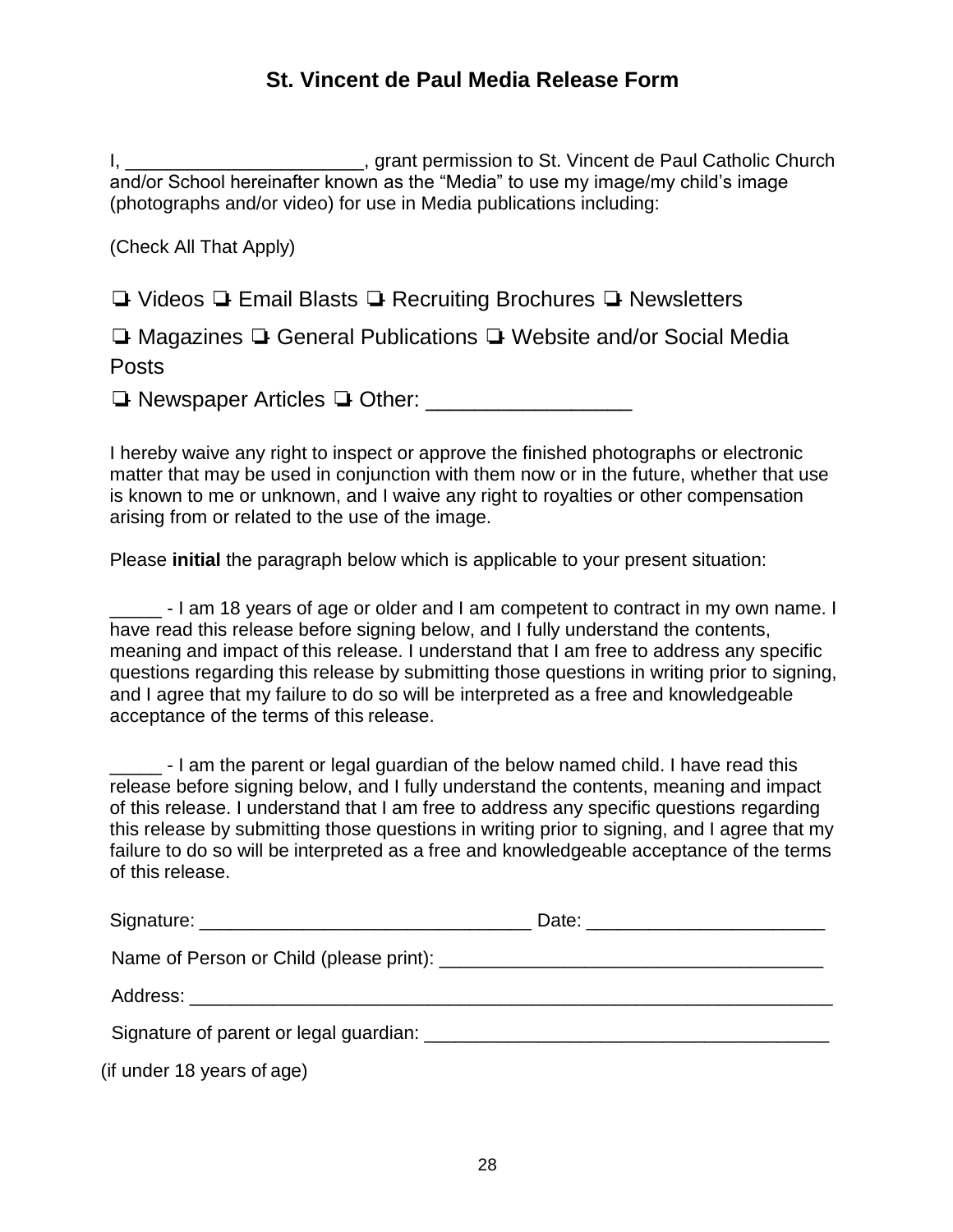## St. Vincent de Paul Media Release Form

I, ______________________, grant permission to St. Vincent de Paul Catholic Church and/or School hereinafter known as the "Media" to use my image/my child's image (photographs and/or video) for use in Media publications including:

(Check All That Apply)

❏ Videos ❏ Email Blasts ❏ Recruiting Brochures ❏ Newsletters

❏ Magazines ❏ General Publications ❏ Website and/or Social Media Posts

❏ Newspaper Articles ❏ Other: ________________

I hereby waive any right to inspect or approve the finished photographs or electronic matter that may be used in conjunction with them now or in the future, whether that use is known to me or unknown, and I waive any right to royalties or other compensation arising from or related to the use of the image.

Please **initial** the paragraph below which is applicable to your present situation:

_____ - I am 18 years of age or older and I am competent to contract in my own name. I have read this release before signing below, and I fully understand the contents, meaning and impact of this release. I understand that I am free to address any specific questions regarding this release by submitting those questions in writing prior to signing, and I agree that my failure to do so will be interpreted as a free and knowledgeable acceptance of the terms of this release.

_____ - I am the parent or legal guardian of the below named child. I have read this release before signing below, and I fully understand the contents, meaning and impact of this release. I understand that I am free to address any specific questions regarding this release by submitting those questions in writing prior to signing, and I agree that my failure to do so will be interpreted as a free and knowledgeable acceptance of the terms of this release.

Signature: _______________________________ Date: ______________________

Name of Person or Child (please print): ____________________________________

Address: _______________________________________________________________

Signature of parent or legal guardian: ______________________________________

(if under 18 years of age)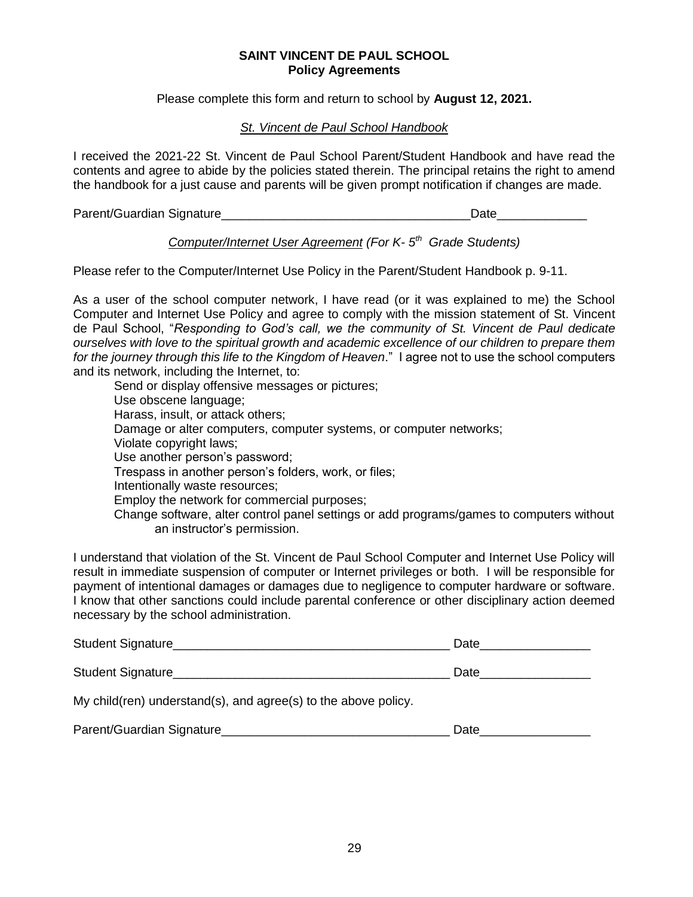# SAINT VINCENT DE PAUL SCHOOL
## Policy Agreements

Please complete this form and return to school by **August 12, 2021.**

*St. Vincent de Paul School Handbook*

I received the 2021-22 St. Vincent de Paul School Parent/Student Handbook and have read the contents and agree to abide by the policies stated therein. The principal retains the right to amend the handbook for a just cause and parents will be given prompt notification if changes are made.

Parent/Guardian Signature____________________________________Date_____________

*Computer/Internet User Agreement (For K- 5th Grade Students)*

Please refer to the Computer/Internet Use Policy in the Parent/Student Handbook p. 9-11.

As a user of the school computer network, I have read (or it was explained to me) the School Computer and Internet Use Policy and agree to comply with the mission statement of St. Vincent de Paul School, "*Responding to God's call, we the community of St. Vincent de Paul dedicate ourselves with love to the spiritual growth and academic excellence of our children to prepare them for the journey through this life to the Kingdom of Heaven*." I agree not to use the school computers and its network, including the Internet, to:

- Send or display offensive messages or pictures;
- Use obscene language;
- Harass, insult, or attack others;
- Damage or alter computers, computer systems, or computer networks;
- Violate copyright laws;
- Use another person's password;
- Trespass in another person's folders, work, or files;
- Intentionally waste resources;
- Employ the network for commercial purposes;
- Change software, alter control panel settings or add programs/games to computers without an instructor's permission.

I understand that violation of the St. Vincent de Paul School Computer and Internet Use Policy will result in immediate suspension of computer or Internet privileges or both. I will be responsible for payment of intentional damages or damages due to negligence to computer hardware or software. I know that other sanctions could include parental conference or other disciplinary action deemed necessary by the school administration.

Student Signature________________________________________ Date________________

Student Signature________________________________________ Date________________

My child(ren) understand(s), and agree(s) to the above policy.

Parent/Guardian Signature_________________________________ Date________________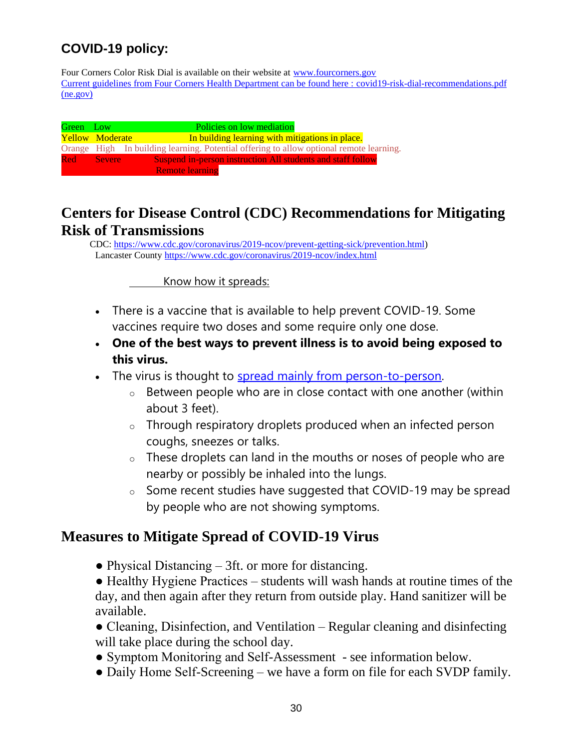## COVID-19 policy:

Four Corners Color Risk Dial is available on their website at [www.fourcorners.gov](www.fourcorners.gov)
[Current guidelines from Four Corners Health Department can be found here : covid19-risk-dial-recommendations.pdf (ne.gov)]()

| | | |
|---|---|---|
| Green | Low | Policies on low mediation |
| Yellow | Moderate | In building learning with mitigations in place. |
| Orange | High | In building learning. Potential offering to allow optional remote learning. |
| Red | Severe | Suspend in-person instruction All students and staff follow Remote learning |

## Centers for Disease Control (CDC) Recommendations for Mitigating Risk of Transmissions

CDC: https://www.cdc.gov/coronavirus/2019-ncov/prevent-getting-sick/prevention.html)
Lancaster County https://www.cdc.gov/coronavirus/2019-ncov/index.html

Know how it spreads:

- There is a vaccine that is available to help prevent COVID-19. Some vaccines require two doses and some require only one dose.
- **One of the best ways to prevent illness is to avoid being exposed to this virus.**
- The virus is thought to spread mainly from person-to-person.
  - Between people who are in close contact with one another (within about 3 feet).
  - Through respiratory droplets produced when an infected person coughs, sneezes or talks.
  - These droplets can land in the mouths or noses of people who are nearby or possibly be inhaled into the lungs.
  - Some recent studies have suggested that COVID-19 may be spread by people who are not showing symptoms.

## Measures to Mitigate Spread of COVID-19 Virus

- Physical Distancing – 3ft. or more for distancing.
- Healthy Hygiene Practices – students will wash hands at routine times of the day, and then again after they return from outside play. Hand sanitizer will be available.
- Cleaning, Disinfection, and Ventilation – Regular cleaning and disinfecting will take place during the school day.
- Symptom Monitoring and Self-Assessment - see information below.
- Daily Home Self-Screening – we have a form on file for each SVDP family.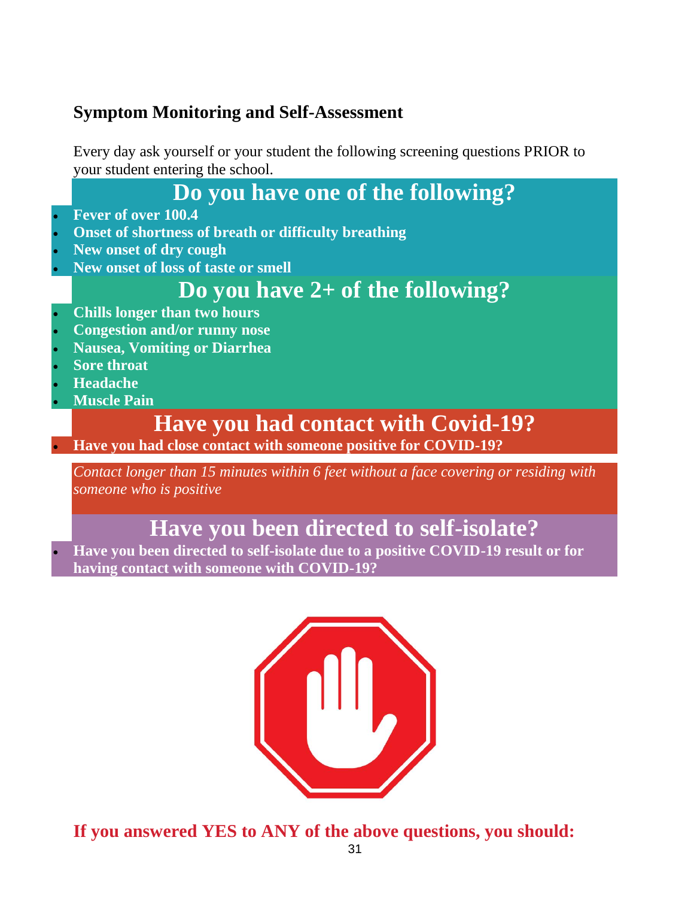## Symptom Monitoring and Self-Assessment

Every day ask yourself or your student the following screening questions PRIOR to your student entering the school.

### Do you have one of the following?

- **Fever of over 100.4**
- **Onset of shortness of breath or difficulty breathing**
- **New onset of dry cough**
- **New onset of loss of taste or smell**

### Do you have 2+ of the following?

- **Chills longer than two hours**
- **Congestion and/or runny nose**
- **Nausea, Vomiting or Diarrhea**
- **Sore throat**
- **Headache**
- **Muscle Pain**

### Have you had contact with Covid-19?

- **Have you had close contact with someone positive for COVID-19?**

*Contact longer than 15 minutes within 6 feet without a face covering or residing with someone who is positive*

### Have you been directed to self-isolate?

- **Have you been directed to self-isolate due to a positive COVID-19 result or for having contact with someone with COVID-19?**

**If you answered YES to ANY of the above questions, you should:**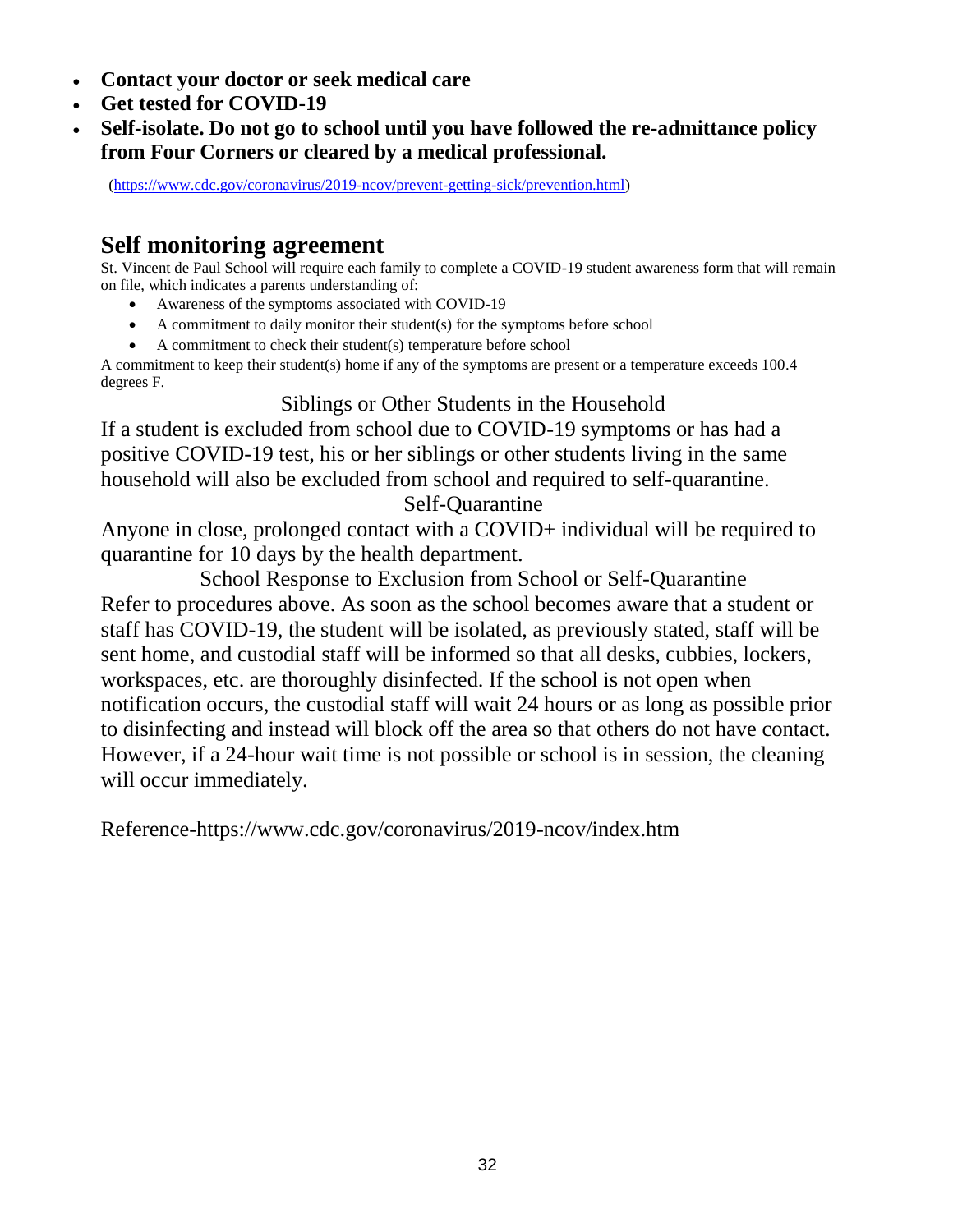- **Contact your doctor or seek medical care**
- **Get tested for COVID-19**
- **Self-isolate. Do not go to school until you have followed the re-admittance policy from Four Corners or cleared by a medical professional.**

(https://www.cdc.gov/coronavirus/2019-ncov/prevent-getting-sick/prevention.html)

## Self monitoring agreement

St. Vincent de Paul School will require each family to complete a COVID-19 student awareness form that will remain on file, which indicates a parents understanding of:

- Awareness of the symptoms associated with COVID-19
- A commitment to daily monitor their student(s) for the symptoms before school
- A commitment to check their student(s) temperature before school

A commitment to keep their student(s) home if any of the symptoms are present or a temperature exceeds 100.4 degrees F.

Siblings or Other Students in the Household

If a student is excluded from school due to COVID-19 symptoms or has had a positive COVID-19 test, his or her siblings or other students living in the same household will also be excluded from school and required to self-quarantine.

Self-Quarantine

Anyone in close, prolonged contact with a COVID+ individual will be required to quarantine for 10 days by the health department.

School Response to Exclusion from School or Self-Quarantine

Refer to procedures above. As soon as the school becomes aware that a student or staff has COVID-19, the student will be isolated, as previously stated, staff will be sent home, and custodial staff will be informed so that all desks, cubbies, lockers, workspaces, etc. are thoroughly disinfected. If the school is not open when notification occurs, the custodial staff will wait 24 hours or as long as possible prior to disinfecting and instead will block off the area so that others do not have contact. However, if a 24-hour wait time is not possible or school is in session, the cleaning will occur immediately.

Reference-https://www.cdc.gov/coronavirus/2019-ncov/index.htm